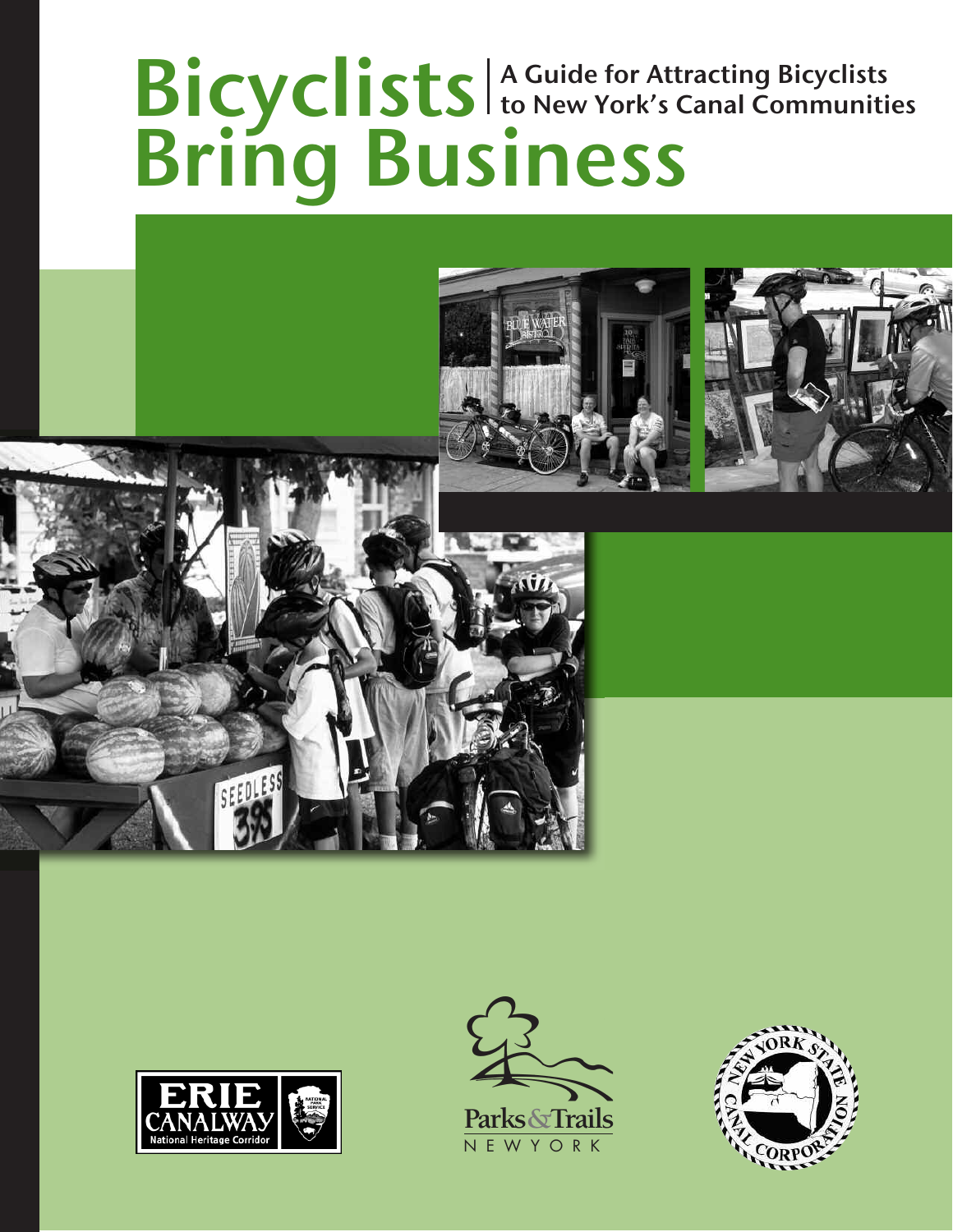# Bicyclists Bring Business

## A Guide for Attracting Bicyclists to New York's Canal Communities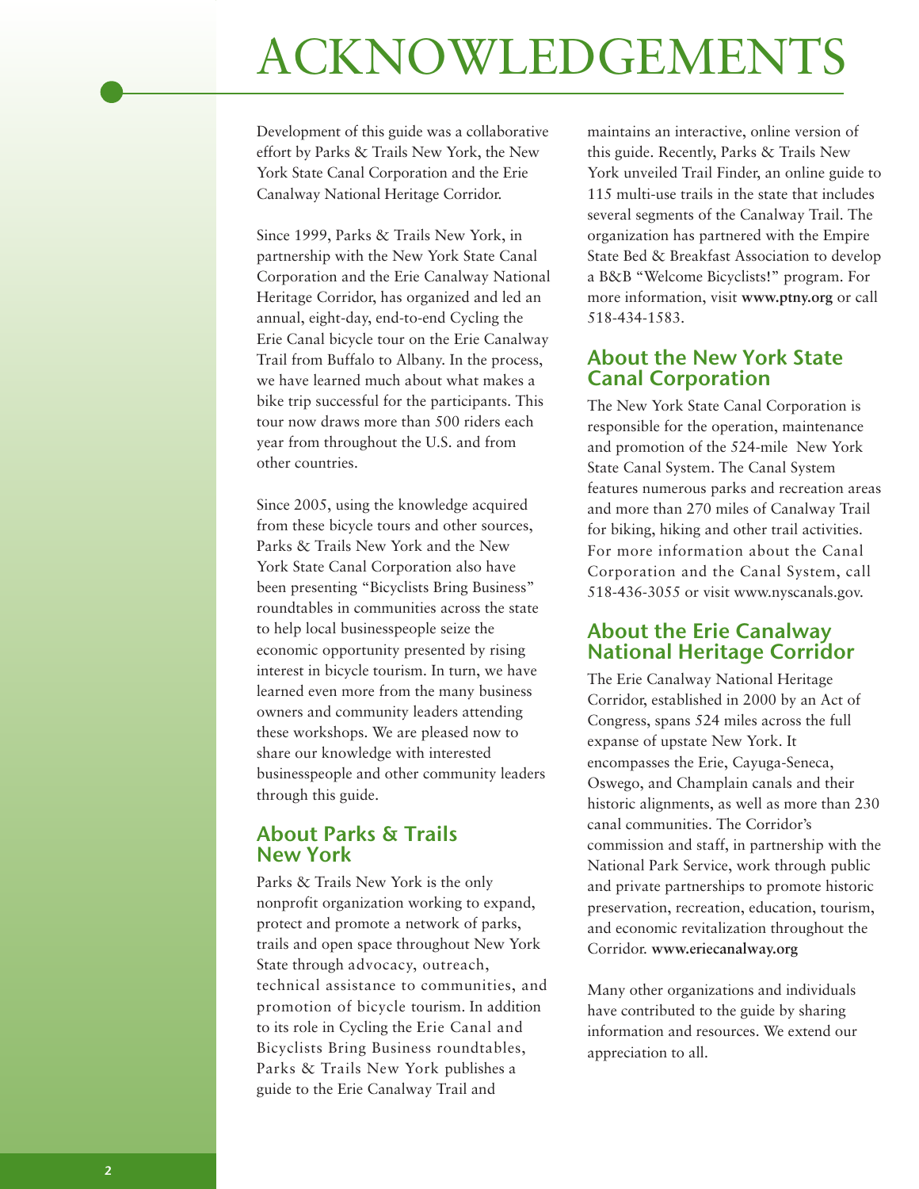# ACKNOWLEDGEMENTS

Development of this guide was a collaborative effort by Parks & Trails New York, the New York State Canal Corporation and the Erie Canalway National Heritage Corridor.

Since 1999, Parks & Trails New York, in partnership with the New York State Canal Corporation and the Erie Canalway National Heritage Corridor, has organized and led an annual, eight-day, end-to-end Cycling the Erie Canal bicycle tour on the Erie Canalway Trail from Buffalo to Albany. In the process, we have learned much about what makes a bike trip successful for the participants. This tour now draws more than 500 riders each year from throughout the U.S. and from other countries.

Since 2005, using the knowledge acquired from these bicycle tours and other sources, Parks & Trails New York and the New York State Canal Corporation also have been presenting "Bicyclists Bring Business" roundtables in communities across the state to help local businesspeople seize the economic opportunity presented by rising interest in bicycle tourism. In turn, we have learned even more from the many business owners and community leaders attending these workshops. We are pleased now to share our knowledge with interested businesspeople and other community leaders through this guide.

## About Parks & Trails New York

Parks & Trails New York is the only nonprofit organization working to expand, protect and promote a network of parks, trails and open space throughout New York State through advocacy, outreach, technical assistance to communities, and promotion of bicycle tourism. In addition to its role in Cycling the Erie Canal and Bicyclists Bring Business roundtables, Parks & Trails New York publishes a guide to the Erie Canalway Trail and maintains an interactive, online version of this guide. Recently, Parks & Trails New York unveiled Trail Finder, an online guide to 115 multi-use trails in the state that includes several segments of the Canalway Trail. The organization has partnered with the Empire State Bed & Breakfast Association to develop a B&B "Welcome Bicyclists!" program. For more information, visit **www.ptny.org** or call 518-434-1583.

## About the New York State Canal Corporation

The New York State Canal Corporation is responsible for the operation, maintenance and promotion of the 524-mile New York State Canal System. The Canal System features numerous parks and recreation areas and more than 270 miles of Canalway Trail for biking, hiking and other trail activities. For more information about the Canal Corporation and the Canal System, call 518-436-3055 or visit www.nyscanals.gov.

## About the Erie Canalway National Heritage Corridor

The Erie Canalway National Heritage Corridor, established in 2000 by an Act of Congress, spans 524 miles across the full expanse of upstate New York. It encompasses the Erie, Cayuga-Seneca, Oswego, and Champlain canals and their historic alignments, as well as more than 230 canal communities. The Corridor's commission and staff, in partnership with the National Park Service, work through public and private partnerships to promote historic preservation, recreation, education, tourism, and economic revitalization throughout the Corridor. **www.eriecanalway.org**

Many other organizations and individuals have contributed to the guide by sharing information and resources. We extend our appreciation to all.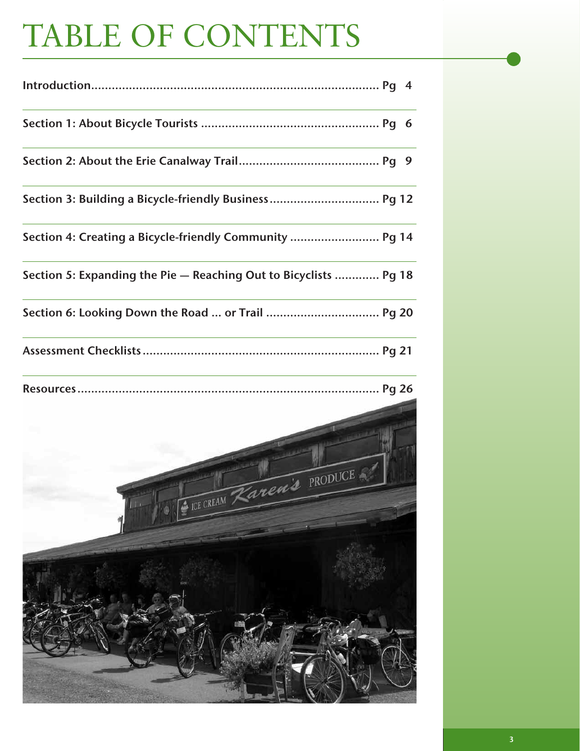# TABLE OF CONTENTS

| | |
|---|---|
| Introduction | Pg 4 |
| Section 1: About Bicycle Tourists | Pg 6 |
| Section 2: About the Erie Canalway Trail | Pg 9 |
| Section 3: Building a Bicycle-friendly Business | Pg 12 |
| Section 4: Creating a Bicycle-friendly Community | Pg 14 |
| Section 5: Expanding the Pie — Reaching Out to Bicyclists | Pg 18 |
| Section 6: Looking Down the Road ... or Trail | Pg 20 |
| Assessment Checklists | Pg 21 |
| Resources | Pg 26 |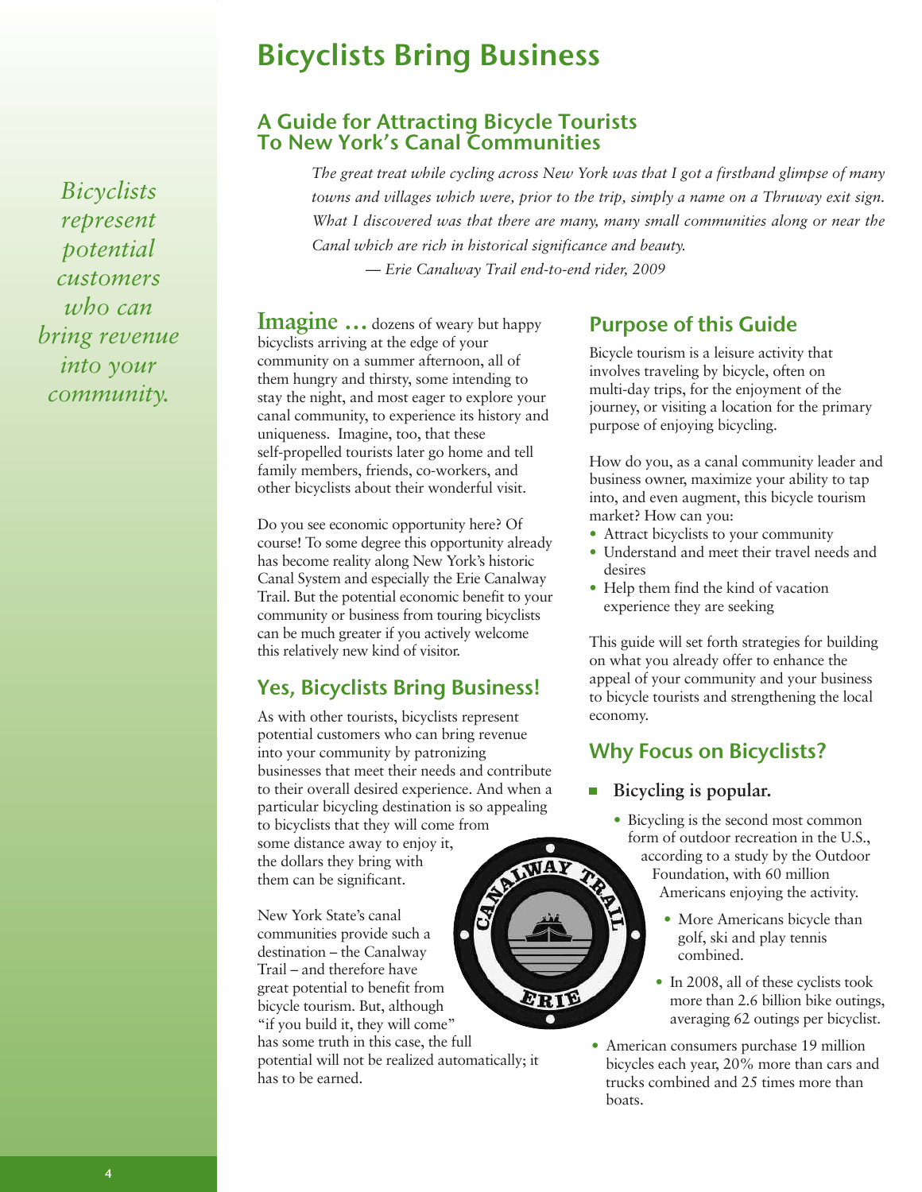# Bicyclists Bring Business

## A Guide for Attracting Bicycle Tourists To New York's Canal Communities

*The great treat while cycling across New York was that I got a firsthand glimpse of many towns and villages which were, prior to the trip, simply a name on a Thruway exit sign. What I discovered was that there are many, many small communities along or near the Canal which are rich in historical significance and beauty.*

*— Erie Canalway Trail end-to-end rider, 2009*

*Bicyclists represent potential customers who can bring revenue into your community.*

**Imagine …** dozens of weary but happy bicyclists arriving at the edge of your community on a summer afternoon, all of them hungry and thirsty, some intending to stay the night, and most eager to explore your canal community, to experience its history and uniqueness. Imagine, too, that these self-propelled tourists later go home and tell family members, friends, co-workers, and other bicyclists about their wonderful visit.

Do you see economic opportunity here? Of course! To some degree this opportunity already has become reality along New York's historic Canal System and especially the Erie Canalway Trail. But the potential economic benefit to your community or business from touring bicyclists can be much greater if you actively welcome this relatively new kind of visitor.

## Yes, Bicyclists Bring Business!

As with other tourists, bicyclists represent potential customers who can bring revenue into your community by patronizing businesses that meet their needs and contribute to their overall desired experience. And when a particular bicycling destination is so appealing to bicyclists that they will come from some distance away to enjoy it, the dollars they bring with them can be significant.

New York State's canal communities provide such a destination – the Canalway Trail – and therefore have great potential to benefit from bicycle tourism. But, although "if you build it, they will come" has some truth in this case, the full potential will not be realized automatically; it has to be earned.

## Purpose of this Guide

Bicycle tourism is a leisure activity that involves traveling by bicycle, often on multi-day trips, for the enjoyment of the journey, or visiting a location for the primary purpose of enjoying bicycling.

How do you, as a canal community leader and business owner, maximize your ability to tap into, and even augment, this bicycle tourism market? How can you:

- Attract bicyclists to your community
- Understand and meet their travel needs and desires
- Help them find the kind of vacation experience they are seeking

This guide will set forth strategies for building on what you already offer to enhance the appeal of your community and your business to bicycle tourists and strengthening the local economy.

## Why Focus on Bicyclists?

- **Bicycling is popular.**
  - Bicycling is the second most common form of outdoor recreation in the U.S., according to a study by the Outdoor Foundation, with 60 million Americans enjoying the activity.
  - More Americans bicycle than golf, ski and play tennis combined.
  - In 2008, all of these cyclists took more than 2.6 billion bike outings, averaging 62 outings per bicyclist.
  - American consumers purchase 19 million bicycles each year, 20% more than cars and trucks combined and 25 times more than boats.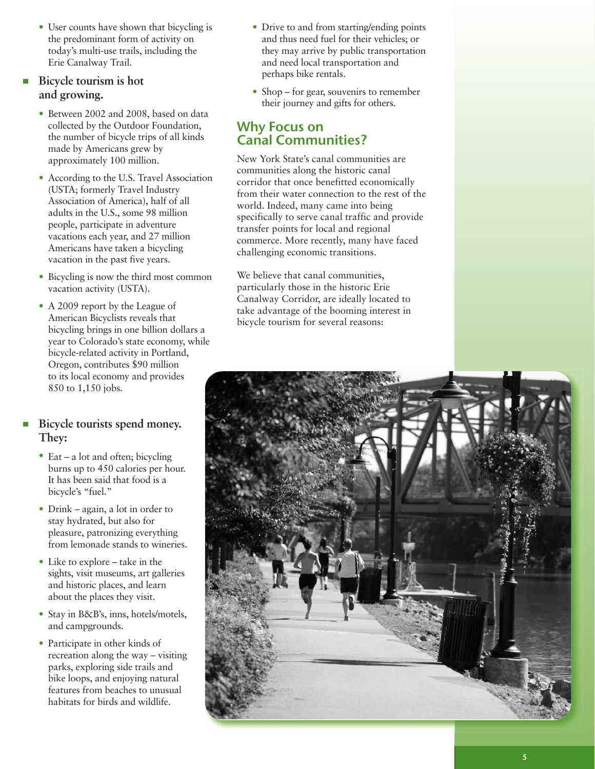- User counts have shown that bicycling is the predominant form of activity on today's multi-use trails, including the Erie Canalway Trail.

- **Bicycle tourism is hot and growing.**
  - Between 2002 and 2008, based on data collected by the Outdoor Foundation, the number of bicycle trips of all kinds made by Americans grew by approximately 100 million.
  - According to the U.S. Travel Association (USTA; formerly Travel Industry Association of America), half of all adults in the U.S., some 98 million people, participate in adventure vacations each year, and 27 million Americans have taken a bicycling vacation in the past five years.
  - Bicycling is now the third most common vacation activity (USTA).
  - A 2009 report by the League of American Bicyclists reveals that bicycling brings in one billion dollars a year to Colorado's state economy, while bicycle-related activity in Portland, Oregon, contributes $90 million to its local economy and provides 850 to 1,150 jobs.

- **Bicycle tourists spend money. They:**
  - Eat – a lot and often; bicycling burns up to 450 calories per hour. It has been said that food is a bicycle's "fuel."
  - Drink – again, a lot in order to stay hydrated, but also for pleasure, patronizing everything from lemonade stands to wineries.
  - Like to explore – take in the sights, visit museums, art galleries and historic places, and learn about the places they visit.
  - Stay in B&B's, inns, hotels/motels, and campgrounds.
  - Participate in other kinds of recreation along the way – visiting parks, exploring side trails and bike loops, and enjoying natural features from beaches to unusual habitats for birds and wildlife.
  - Drive to and from starting/ending points and thus need fuel for their vehicles; or they may arrive by public transportation and need local transportation and perhaps bike rentals.
  - Shop – for gear, souvenirs to remember their journey and gifts for others.

## Why Focus on Canal Communities?

New York State's canal communities are communities along the historic canal corridor that once benefitted economically from their water connection to the rest of the world. Indeed, many came into being specifically to serve canal traffic and provide transfer points for local and regional commerce. More recently, many have faced challenging economic transitions.

We believe that canal communities, particularly those in the historic Erie Canalway Corridor, are ideally located to take advantage of the booming interest in bicycle tourism for several reasons: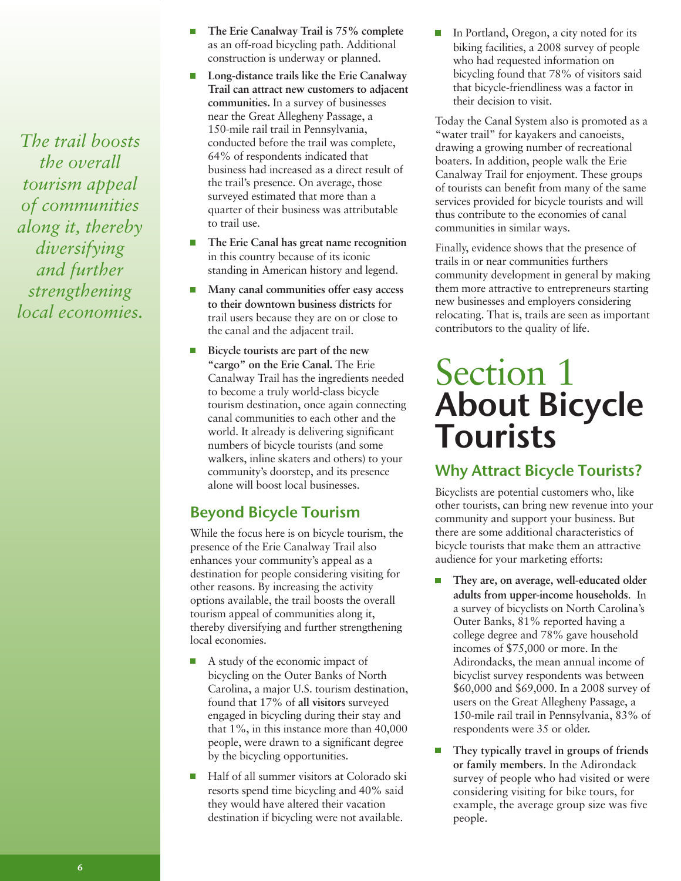*The trail boosts the overall tourism appeal of communities along it, thereby diversifying and further strengthening local economies.*

- **The Erie Canalway Trail is 75% complete** as an off-road bicycling path. Additional construction is underway or planned.
- **Long-distance trails like the Erie Canalway Trail can attract new customers to adjacent communities.** In a survey of businesses near the Great Allegheny Passage, a 150-mile rail trail in Pennsylvania, conducted before the trail was complete, 64% of respondents indicated that business had increased as a direct result of the trail's presence. On average, those surveyed estimated that more than a quarter of their business was attributable to trail use.
- **The Erie Canal has great name recognition** in this country because of its iconic standing in American history and legend.
- **Many canal communities offer easy access to their downtown business districts** for trail users because they are on or close to the canal and the adjacent trail.
- **Bicycle tourists are part of the new "cargo" on the Erie Canal.** The Erie Canalway Trail has the ingredients needed to become a truly world-class bicycle tourism destination, once again connecting canal communities to each other and the world. It already is delivering significant numbers of bicycle tourists (and some walkers, inline skaters and others) to your community's doorstep, and its presence alone will boost local businesses.

## Beyond Bicycle Tourism

While the focus here is on bicycle tourism, the presence of the Erie Canalway Trail also enhances your community's appeal as a destination for people considering visiting for other reasons. By increasing the activity options available, the trail boosts the overall tourism appeal of communities along it, thereby diversifying and further strengthening local economies.

- A study of the economic impact of bicycling on the Outer Banks of North Carolina, a major U.S. tourism destination, found that 17% of **all visitors** surveyed engaged in bicycling during their stay and that 1%, in this instance more than 40,000 people, were drawn to a significant degree by the bicycling opportunities.
- Half of all summer visitors at Colorado ski resorts spend time bicycling and 40% said they would have altered their vacation destination if bicycling were not available.
- In Portland, Oregon, a city noted for its biking facilities, a 2008 survey of people who had requested information on bicycling found that 78% of visitors said that bicycle-friendliness was a factor in their decision to visit.

Today the Canal System also is promoted as a "water trail" for kayakers and canoeists, drawing a growing number of recreational boaters. In addition, people walk the Erie Canalway Trail for enjoyment. These groups of tourists can benefit from many of the same services provided for bicycle tourists and will thus contribute to the economies of canal communities in similar ways.

Finally, evidence shows that the presence of trails in or near communities furthers community development in general by making them more attractive to entrepreneurs starting new businesses and employers considering relocating. That is, trails are seen as important contributors to the quality of life.

# Section 1 About Bicycle Tourists

## Why Attract Bicycle Tourists?

Bicyclists are potential customers who, like other tourists, can bring new revenue into your community and support your business. But there are some additional characteristics of bicycle tourists that make them an attractive audience for your marketing efforts:

- **They are, on average, well-educated older adults from upper-income households**. In a survey of bicyclists on North Carolina's Outer Banks, 81% reported having a college degree and 78% gave household incomes of $75,000 or more. In the Adirondacks, the mean annual income of bicyclist survey respondents was between $60,000 and $69,000. In a 2008 survey of users on the Great Allegheny Passage, a 150-mile rail trail in Pennsylvania, 83% of respondents were 35 or older.
- **They typically travel in groups of friends or family members**. In the Adirondack survey of people who had visited or were considering visiting for bike tours, for example, the average group size was five people.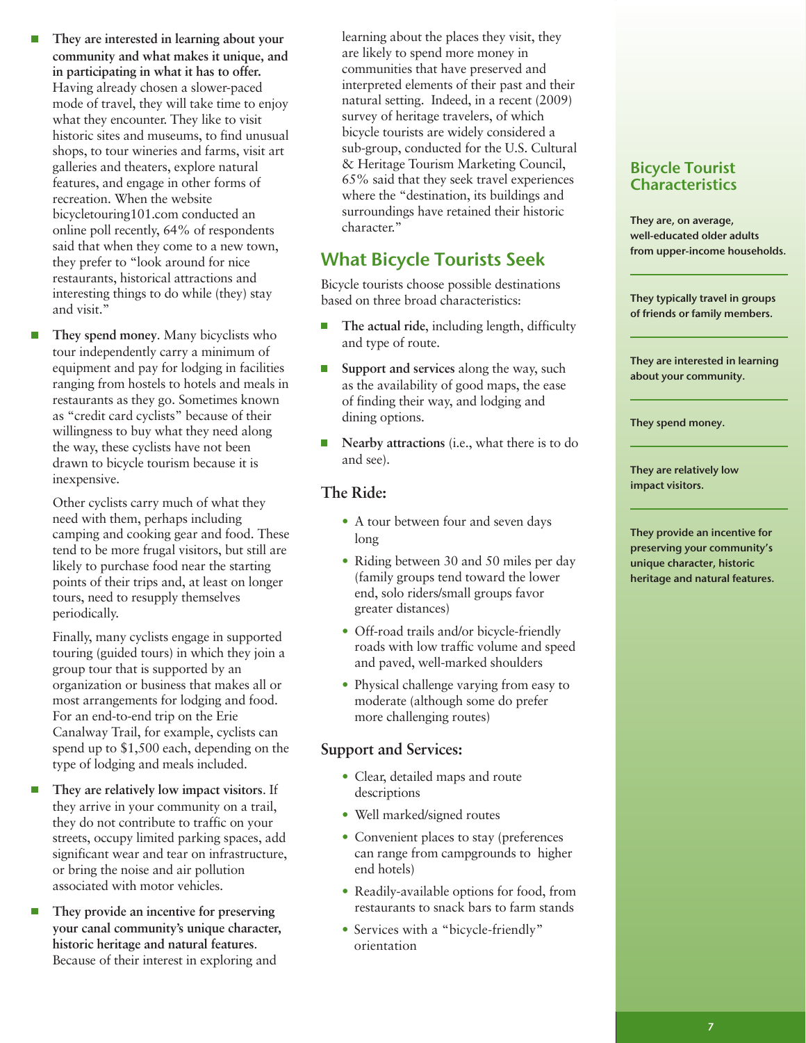- **They are interested in learning about your community and what makes it unique, and in participating in what it has to offer.** Having already chosen a slower-paced mode of travel, they will take time to enjoy what they encounter. They like to visit historic sites and museums, to find unusual shops, to tour wineries and farms, visit art galleries and theaters, explore natural features, and engage in other forms of recreation. When the website bicycletouring101.com conducted an online poll recently, 64% of respondents said that when they come to a new town, they prefer to "look around for nice restaurants, historical attractions and interesting things to do while (they) stay and visit."

- **They spend money**. Many bicyclists who tour independently carry a minimum of equipment and pay for lodging in facilities ranging from hostels to hotels and meals in restaurants as they go. Sometimes known as "credit card cyclists" because of their willingness to buy what they need along the way, these cyclists have not been drawn to bicycle tourism because it is inexpensive.

  Other cyclists carry much of what they need with them, perhaps including camping and cooking gear and food. These tend to be more frugal visitors, but still are likely to purchase food near the starting points of their trips and, at least on longer tours, need to resupply themselves periodically.

  Finally, many cyclists engage in supported touring (guided tours) in which they join a group tour that is supported by an organization or business that makes all or most arrangements for lodging and food. For an end-to-end trip on the Erie Canalway Trail, for example, cyclists can spend up to $1,500 each, depending on the type of lodging and meals included.

- **They are relatively low impact visitors**. If they arrive in your community on a trail, they do not contribute to traffic on your streets, occupy limited parking spaces, add significant wear and tear on infrastructure, or bring the noise and air pollution associated with motor vehicles.

- **They provide an incentive for preserving your canal community's unique character, historic heritage and natural features**. Because of their interest in exploring and learning about the places they visit, they are likely to spend more money in communities that have preserved and interpreted elements of their past and their natural setting. Indeed, in a recent (2009) survey of heritage travelers, of which bicycle tourists are widely considered a sub-group, conducted for the U.S. Cultural & Heritage Tourism Marketing Council, 65% said that they seek travel experiences where the "destination, its buildings and surroundings have retained their historic character."

## What Bicycle Tourists Seek

Bicycle tourists choose possible destinations based on three broad characteristics:

- **The actual ride**, including length, difficulty and type of route.
- **Support and services** along the way, such as the availability of good maps, the ease of finding their way, and lodging and dining options.
- **Nearby attractions** (i.e., what there is to do and see).

### The Ride:

- A tour between four and seven days long
- Riding between 30 and 50 miles per day (family groups tend toward the lower end, solo riders/small groups favor greater distances)
- Off-road trails and/or bicycle-friendly roads with low traffic volume and speed and paved, well-marked shoulders
- Physical challenge varying from easy to moderate (although some do prefer more challenging routes)

### Support and Services:

- Clear, detailed maps and route descriptions
- Well marked/signed routes
- Convenient places to stay (preferences can range from campgrounds to higher end hotels)
- Readily-available options for food, from restaurants to snack bars to farm stands
- Services with a "bicycle-friendly" orientation

### Bicycle Tourist Characteristics

**They are, on average, well-educated older adults from upper-income households.**

**They typically travel in groups of friends or family members.**

**They are interested in learning about your community.**

**They spend money.**

**They are relatively low impact visitors.**

**They provide an incentive for preserving your community's unique character, historic heritage and natural features.**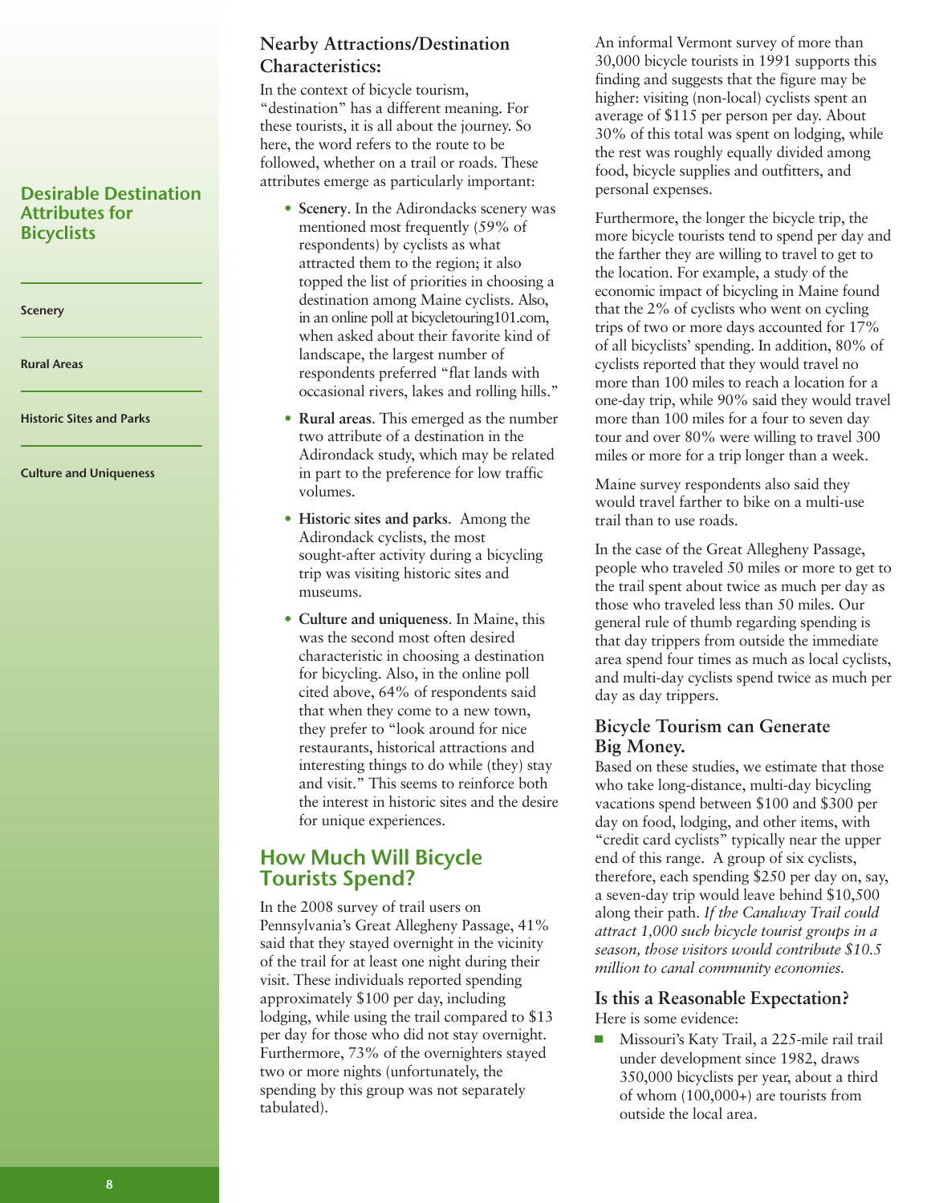## Desirable Destination Attributes for Bicyclists

Scenery

Rural Areas

Historic Sites and Parks

Culture and Uniqueness

### Nearby Attractions/Destination Characteristics:

In the context of bicycle tourism, "destination" has a different meaning. For these tourists, it is all about the journey. So here, the word refers to the route to be followed, whether on a trail or roads. These attributes emerge as particularly important:

- **Scenery**. In the Adirondacks scenery was mentioned most frequently (59% of respondents) by cyclists as what attracted them to the region; it also topped the list of priorities in choosing a destination among Maine cyclists. Also, in an online poll at bicycletouring101.com, when asked about their favorite kind of landscape, the largest number of respondents preferred "flat lands with occasional rivers, lakes and rolling hills."
- **Rural areas**. This emerged as the number two attribute of a destination in the Adirondack study, which may be related in part to the preference for low traffic volumes.
- **Historic sites and parks**. Among the Adirondack cyclists, the most sought-after activity during a bicycling trip was visiting historic sites and museums.
- **Culture and uniqueness**. In Maine, this was the second most often desired characteristic in choosing a destination for bicycling. Also, in the online poll cited above, 64% of respondents said that when they come to a new town, they prefer to "look around for nice restaurants, historical attractions and interesting things to do while (they) stay and visit." This seems to reinforce both the interest in historic sites and the desire for unique experiences.

## How Much Will Bicycle Tourists Spend?

In the 2008 survey of trail users on Pennsylvania's Great Allegheny Passage, 41% said that they stayed overnight in the vicinity of the trail for at least one night during their visit. These individuals reported spending approximately $100 per day, including lodging, while using the trail compared to $13 per day for those who did not stay overnight. Furthermore, 73% of the overnighters stayed two or more nights (unfortunately, the spending by this group was not separately tabulated).

An informal Vermont survey of more than 30,000 bicycle tourists in 1991 supports this finding and suggests that the figure may be higher: visiting (non-local) cyclists spent an average of $115 per person per day. About 30% of this total was spent on lodging, while the rest was roughly equally divided among food, bicycle supplies and outfitters, and personal expenses.

Furthermore, the longer the bicycle trip, the more bicycle tourists tend to spend per day and the farther they are willing to travel to get to the location. For example, a study of the economic impact of bicycling in Maine found that the 2% of cyclists who went on cycling trips of two or more days accounted for 17% of all bicyclists' spending. In addition, 80% of cyclists reported that they would travel no more than 100 miles to reach a location for a one-day trip, while 90% said they would travel more than 100 miles for a four to seven day tour and over 80% were willing to travel 300 miles or more for a trip longer than a week.

Maine survey respondents also said they would travel farther to bike on a multi-use trail than to use roads.

In the case of the Great Allegheny Passage, people who traveled 50 miles or more to get to the trail spent about twice as much per day as those who traveled less than 50 miles. Our general rule of thumb regarding spending is that day trippers from outside the immediate area spend four times as much as local cyclists, and multi-day cyclists spend twice as much per day as day trippers.

### Bicycle Tourism can Generate Big Money.

Based on these studies, we estimate that those who take long-distance, multi-day bicycling vacations spend between $100 and $300 per day on food, lodging, and other items, with "credit card cyclists" typically near the upper end of this range. A group of six cyclists, therefore, each spending $250 per day on, say, a seven-day trip would leave behind $10,500 along their path. *If the Canalway Trail could attract 1,000 such bicycle tourist groups in a season, those visitors would contribute $10.5 million to canal community economies.*

### Is this a Reasonable Expectation?

Here is some evidence:

- Missouri's Katy Trail, a 225-mile rail trail under development since 1982, draws 350,000 bicyclists per year, about a third of whom (100,000+) are tourists from outside the local area.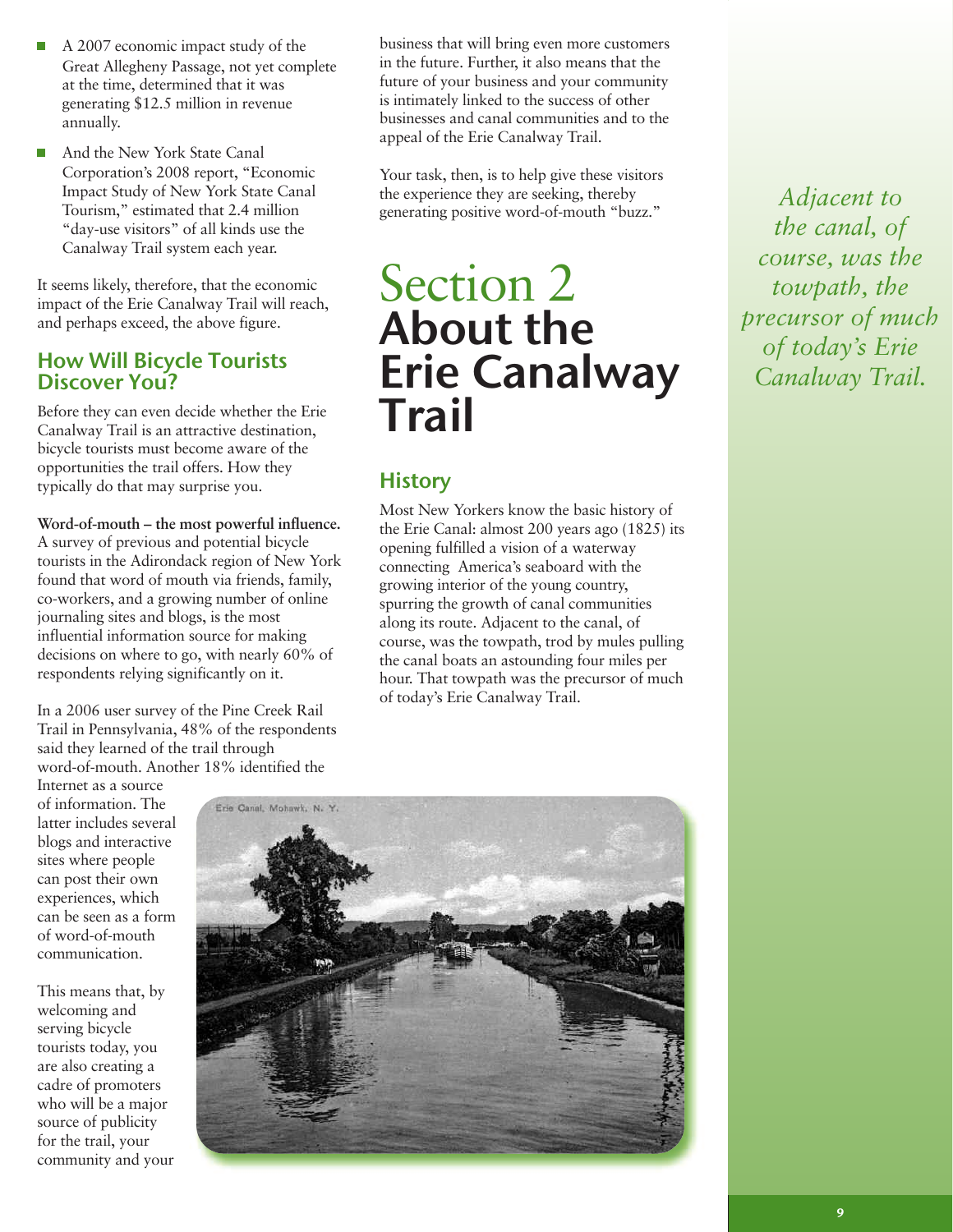- A 2007 economic impact study of the Great Allegheny Passage, not yet complete at the time, determined that it was generating $12.5 million in revenue annually.
- And the New York State Canal Corporation's 2008 report, "Economic Impact Study of New York State Canal Tourism," estimated that 2.4 million "day-use visitors" of all kinds use the Canalway Trail system each year.

It seems likely, therefore, that the economic impact of the Erie Canalway Trail will reach, and perhaps exceed, the above figure.

## How Will Bicycle Tourists Discover You?

Before they can even decide whether the Erie Canalway Trail is an attractive destination, bicycle tourists must become aware of the opportunities the trail offers. How they typically do that may surprise you.

**Word-of-mouth – the most powerful influence.** A survey of previous and potential bicycle tourists in the Adirondack region of New York found that word of mouth via friends, family, co-workers, and a growing number of online journaling sites and blogs, is the most influential information source for making decisions on where to go, with nearly 60% of respondents relying significantly on it.

In a 2006 user survey of the Pine Creek Rail Trail in Pennsylvania, 48% of the respondents said they learned of the trail through word-of-mouth. Another 18% identified the Internet as a source of information. The latter includes several blogs and interactive sites where people can post their own experiences, which can be seen as a form of word-of-mouth communication.

This means that, by welcoming and serving bicycle tourists today, you are also creating a cadre of promoters who will be a major source of publicity for the trail, your community and your business that will bring even more customers in the future. Further, it also means that the future of your business and your community is intimately linked to the success of other businesses and canal communities and to the appeal of the Erie Canalway Trail.

Your task, then, is to help give these visitors the experience they are seeking, thereby generating positive word-of-mouth "buzz."

# Section 2 About the Erie Canalway Trail

## History

Most New Yorkers know the basic history of the Erie Canal: almost 200 years ago (1825) its opening fulfilled a vision of a waterway connecting America's seaboard with the growing interior of the young country, spurring the growth of canal communities along its route. Adjacent to the canal, of course, was the towpath, trod by mules pulling the canal boats an astounding four miles per hour. That towpath was the precursor of much of today's Erie Canalway Trail.

*Adjacent to the canal, of course, was the towpath, the precursor of much of today's Erie Canalway Trail.*

Erie Canal, Mohawk, N. Y.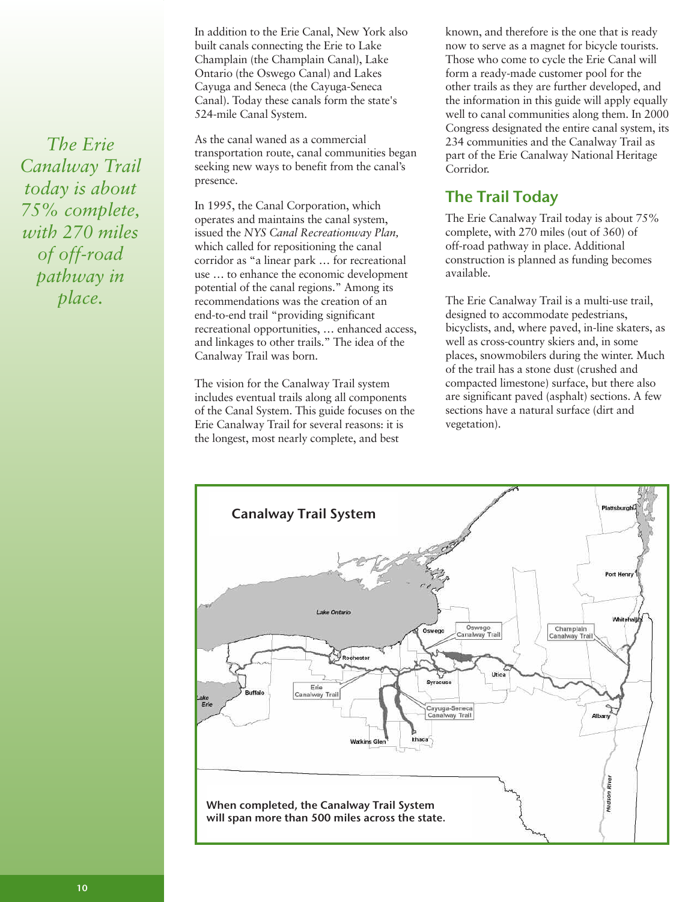*The Erie Canalway Trail today is about 75% complete, with 270 miles of off-road pathway in place.*

In addition to the Erie Canal, New York also built canals connecting the Erie to Lake Champlain (the Champlain Canal), Lake Ontario (the Oswego Canal) and Lakes Cayuga and Seneca (the Cayuga-Seneca Canal). Today these canals form the state's 524-mile Canal System.

As the canal waned as a commercial transportation route, canal communities began seeking new ways to benefit from the canal's presence.

In 1995, the Canal Corporation, which operates and maintains the canal system, issued the *NYS Canal Recreationway Plan,* which called for repositioning the canal corridor as "a linear park … for recreational use … to enhance the economic development potential of the canal regions." Among its recommendations was the creation of an end-to-end trail "providing significant recreational opportunities, … enhanced access, and linkages to other trails." The idea of the Canalway Trail was born.

The vision for the Canalway Trail system includes eventual trails along all components of the Canal System. This guide focuses on the Erie Canalway Trail for several reasons: it is the longest, most nearly complete, and best known, and therefore is the one that is ready now to serve as a magnet for bicycle tourists. Those who come to cycle the Erie Canal will form a ready-made customer pool for the other trails as they are further developed, and the information in this guide will apply equally well to canal communities along them. In 2000 Congress designated the entire canal system, its 234 communities and the Canalway Trail as part of the Erie Canalway National Heritage Corridor.

## The Trail Today

The Erie Canalway Trail today is about 75% complete, with 270 miles (out of 360) of off-road pathway in place. Additional construction is planned as funding becomes available.

The Erie Canalway Trail is a multi-use trail, designed to accommodate pedestrians, bicyclists, and, where paved, in-line skaters, as well as cross-country skiers and, in some places, snowmobilers during the winter. Much of the trail has a stone dust (crushed and compacted limestone) surface, but there also are significant paved (asphalt) sections. A few sections have a natural surface (dirt and vegetation).

**Canalway Trail System**

**When completed, the Canalway Trail System will span more than 500 miles across the state.**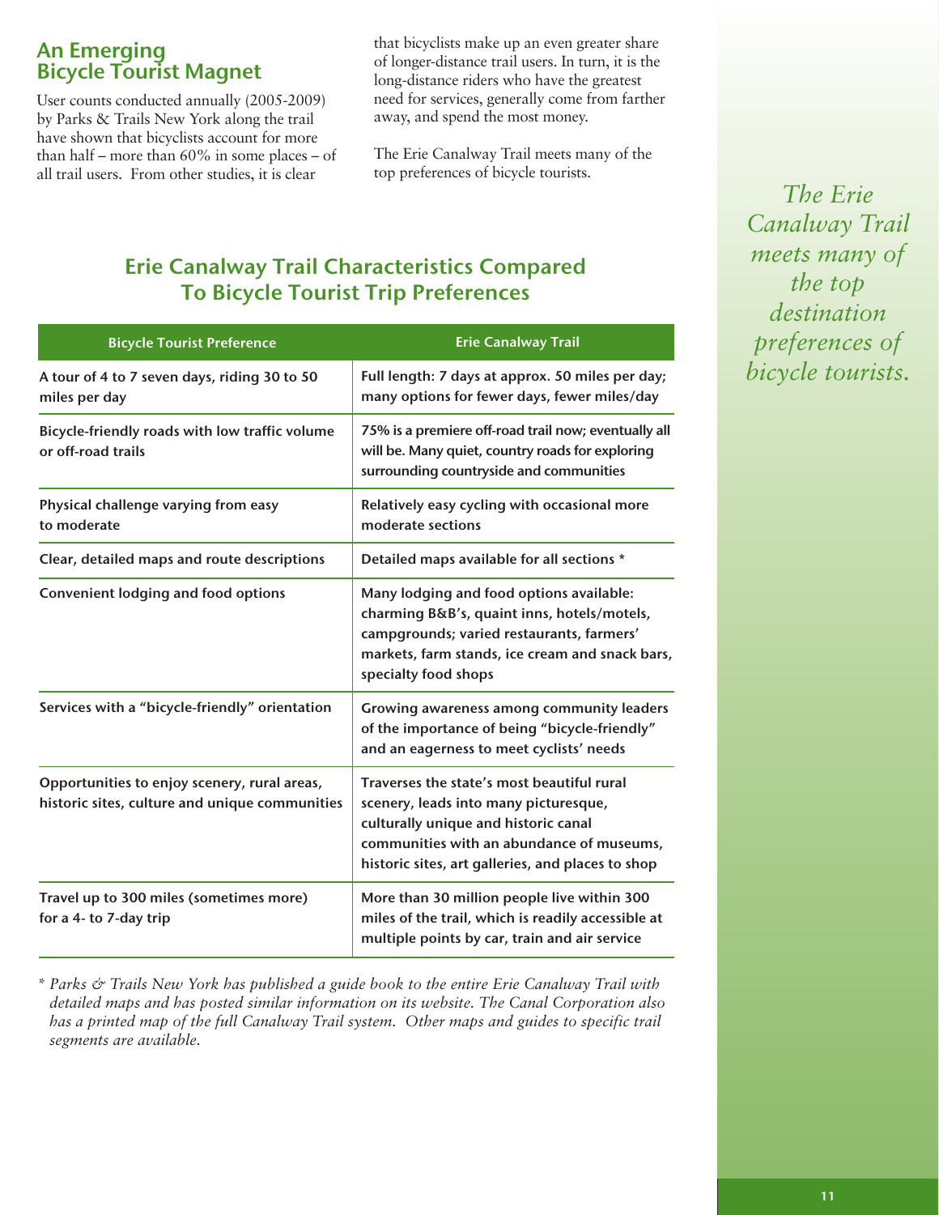## An Emerging Bicycle Tourist Magnet

User counts conducted annually (2005-2009) by Parks & Trails New York along the trail have shown that bicyclists account for more than half – more than 60% in some places – of all trail users. From other studies, it is clear that bicyclists make up an even greater share of longer-distance trail users. In turn, it is the long-distance riders who have the greatest need for services, generally come from farther away, and spend the most money.

The Erie Canalway Trail meets many of the top preferences of bicycle tourists.

*The Erie Canalway Trail meets many of the top destination preferences of bicycle tourists.*

### Erie Canalway Trail Characteristics Compared To Bicycle Tourist Trip Preferences

| Bicycle Tourist Preference | Erie Canalway Trail |
|---|---|
| A tour of 4 to 7 seven days, riding 30 to 50 miles per day | Full length: 7 days at approx. 50 miles per day; many options for fewer days, fewer miles/day |
| Bicycle-friendly roads with low traffic volume or off-road trails | 75% is a premiere off-road trail now; eventually all will be. Many quiet, country roads for exploring surrounding countryside and communities |
| Physical challenge varying from easy to moderate | Relatively easy cycling with occasional more moderate sections |
| Clear, detailed maps and route descriptions | Detailed maps available for all sections * |
| Convenient lodging and food options | Many lodging and food options available: charming B&B's, quaint inns, hotels/motels, campgrounds; varied restaurants, farmers' markets, farm stands, ice cream and snack bars, specialty food shops |
| Services with a "bicycle-friendly" orientation | Growing awareness among community leaders of the importance of being "bicycle-friendly" and an eagerness to meet cyclists' needs |
| Opportunities to enjoy scenery, rural areas, historic sites, culture and unique communities | Traverses the state's most beautiful rural scenery, leads into many picturesque, culturally unique and historic canal communities with an abundance of museums, historic sites, art galleries, and places to shop |
| Travel up to 300 miles (sometimes more) for a 4- to 7-day trip | More than 30 million people live within 300 miles of the trail, which is readily accessible at multiple points by car, train and air service |

*\* Parks & Trails New York has published a guide book to the entire Erie Canalway Trail with detailed maps and has posted similar information on its website. The Canal Corporation also has a printed map of the full Canalway Trail system. Other maps and guides to specific trail segments are available.*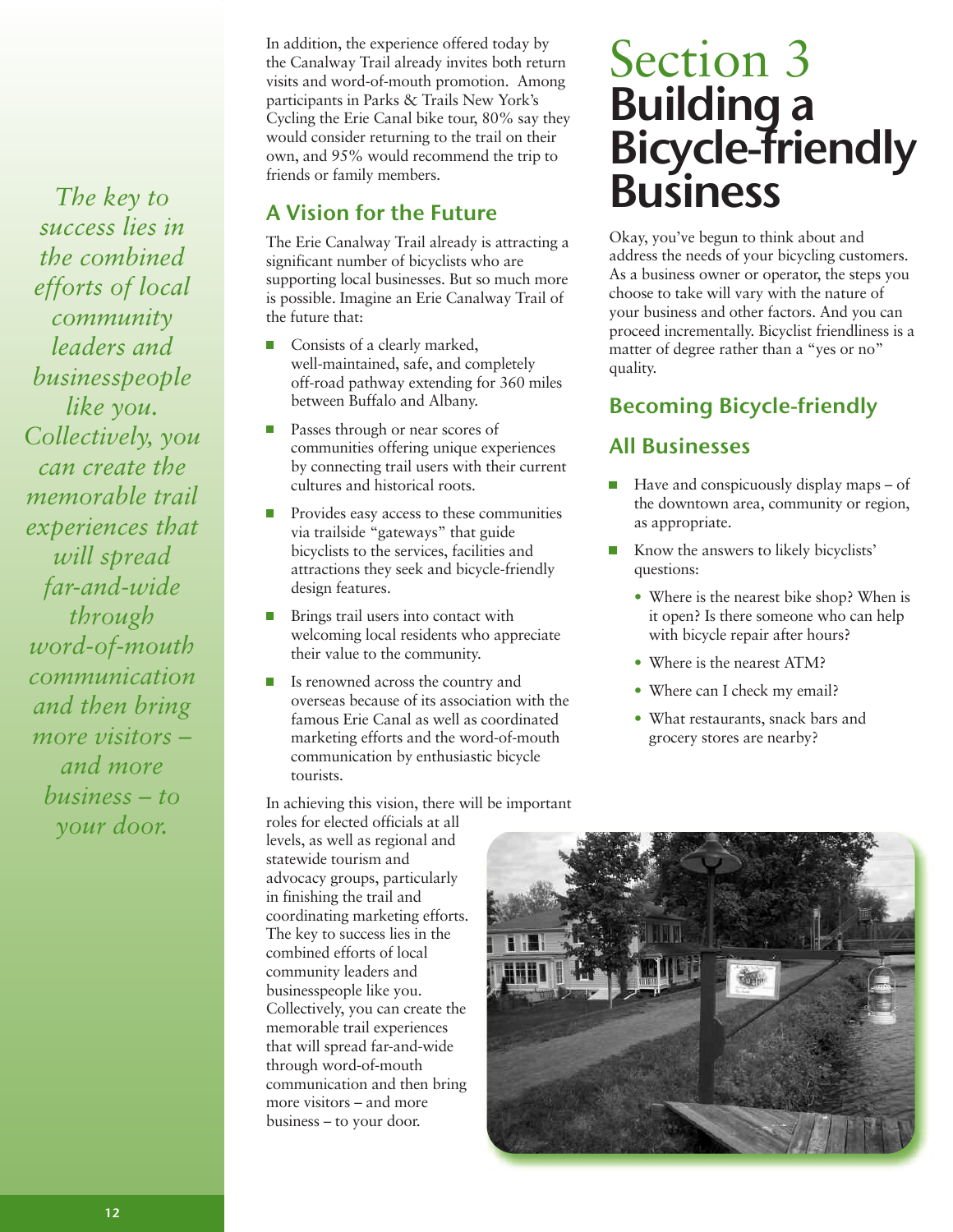*The key to success lies in the combined efforts of local community leaders and businesspeople like you. Collectively, you can create the memorable trail experiences that will spread far-and-wide through word-of-mouth communication and then bring more visitors – and more business – to your door.*

In addition, the experience offered today by the Canalway Trail already invites both return visits and word-of-mouth promotion. Among participants in Parks & Trails New York's Cycling the Erie Canal bike tour, 80% say they would consider returning to the trail on their own, and 95% would recommend the trip to friends or family members.

## A Vision for the Future

The Erie Canalway Trail already is attracting a significant number of bicyclists who are supporting local businesses. But so much more is possible. Imagine an Erie Canalway Trail of the future that:

- Consists of a clearly marked, well-maintained, safe, and completely off-road pathway extending for 360 miles between Buffalo and Albany.
- Passes through or near scores of communities offering unique experiences by connecting trail users with their current cultures and historical roots.
- Provides easy access to these communities via trailside "gateways" that guide bicyclists to the services, facilities and attractions they seek and bicycle-friendly design features.
- Brings trail users into contact with welcoming local residents who appreciate their value to the community.
- Is renowned across the country and overseas because of its association with the famous Erie Canal as well as coordinated marketing efforts and the word-of-mouth communication by enthusiastic bicycle tourists.

In achieving this vision, there will be important roles for elected officials at all levels, as well as regional and statewide tourism and advocacy groups, particularly in finishing the trail and coordinating marketing efforts. The key to success lies in the combined efforts of local community leaders and businesspeople like you. Collectively, you can create the memorable trail experiences that will spread far-and-wide through word-of-mouth communication and then bring more visitors – and more business – to your door.

# Section 3 Building a Bicycle-friendly Business

Okay, you've begun to think about and address the needs of your bicycling customers. As a business owner or operator, the steps you choose to take will vary with the nature of your business and other factors. And you can proceed incrementally. Bicyclist friendliness is a matter of degree rather than a "yes or no" quality.

## Becoming Bicycle-friendly

## All Businesses

- Have and conspicuously display maps – of the downtown area, community or region, as appropriate.
- Know the answers to likely bicyclists' questions:
  - Where is the nearest bike shop? When is it open? Is there someone who can help with bicycle repair after hours?
  - Where is the nearest ATM?
  - Where can I check my email?
  - What restaurants, snack bars and grocery stores are nearby?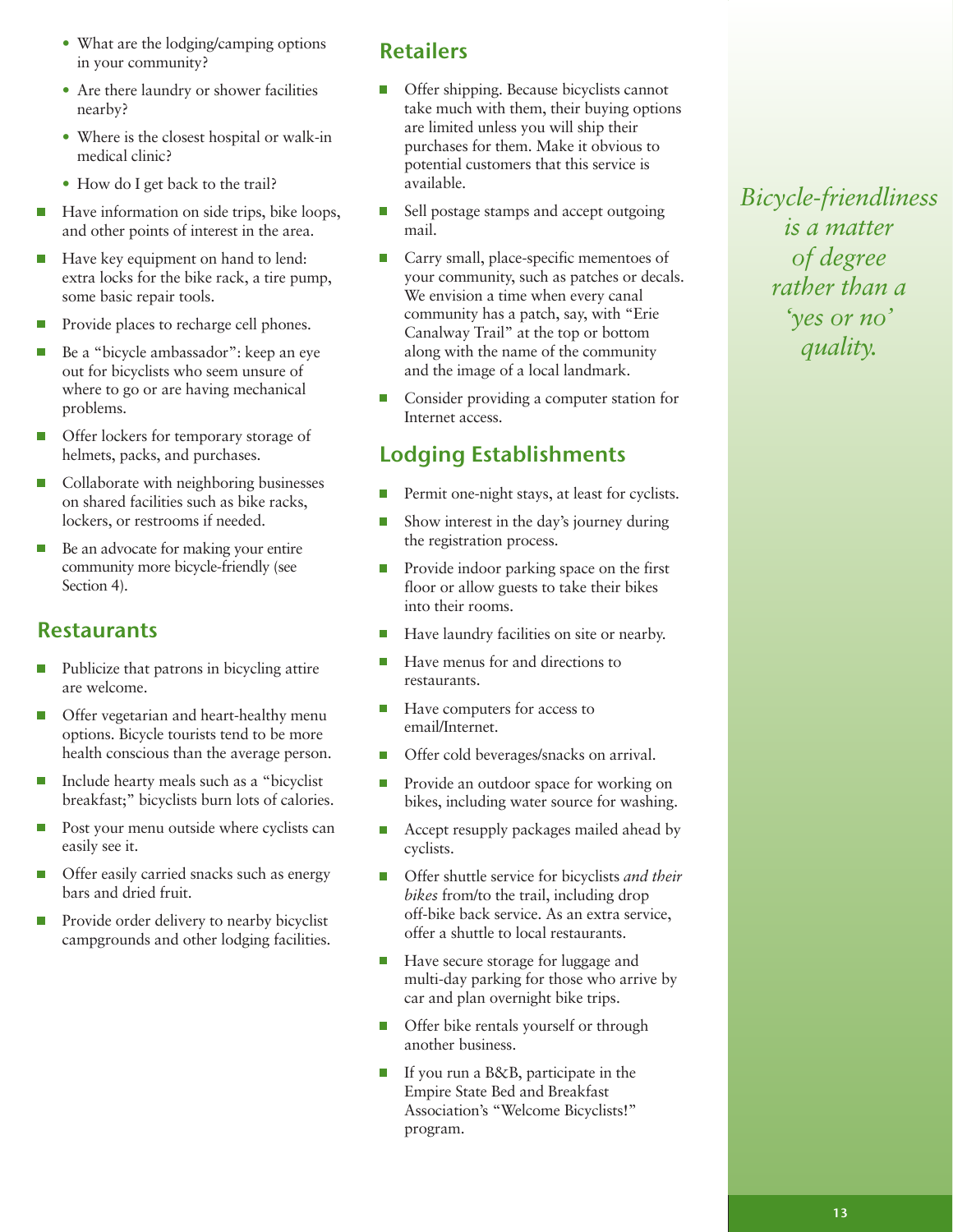- What are the lodging/camping options in your community?
- Are there laundry or shower facilities nearby?
- Where is the closest hospital or walk-in medical clinic?
- How do I get back to the trail?

- Have information on side trips, bike loops, and other points of interest in the area.
- Have key equipment on hand to lend: extra locks for the bike rack, a tire pump, some basic repair tools.
- Provide places to recharge cell phones.
- Be a "bicycle ambassador": keep an eye out for bicyclists who seem unsure of where to go or are having mechanical problems.
- Offer lockers for temporary storage of helmets, packs, and purchases.
- Collaborate with neighboring businesses on shared facilities such as bike racks, lockers, or restrooms if needed.
- Be an advocate for making your entire community more bicycle-friendly (see Section 4).

## Restaurants

- Publicize that patrons in bicycling attire are welcome.
- Offer vegetarian and heart-healthy menu options. Bicycle tourists tend to be more health conscious than the average person.
- Include hearty meals such as a "bicyclist breakfast;" bicyclists burn lots of calories.
- Post your menu outside where cyclists can easily see it.
- Offer easily carried snacks such as energy bars and dried fruit.
- Provide order delivery to nearby bicyclist campgrounds and other lodging facilities.

## Retailers

- Offer shipping. Because bicyclists cannot take much with them, their buying options are limited unless you will ship their purchases for them. Make it obvious to potential customers that this service is available.
- Sell postage stamps and accept outgoing mail.
- Carry small, place-specific mementoes of your community, such as patches or decals. We envision a time when every canal community has a patch, say, with "Erie Canalway Trail" at the top or bottom along with the name of the community and the image of a local landmark.
- Consider providing a computer station for Internet access.

## Lodging Establishments

- Permit one-night stays, at least for cyclists.
- Show interest in the day's journey during the registration process.
- Provide indoor parking space on the first floor or allow guests to take their bikes into their rooms.
- Have laundry facilities on site or nearby.
- Have menus for and directions to restaurants.
- Have computers for access to email/Internet.
- Offer cold beverages/snacks on arrival.
- Provide an outdoor space for working on bikes, including water source for washing.
- Accept resupply packages mailed ahead by cyclists.
- Offer shuttle service for bicyclists *and their bikes* from/to the trail, including drop off-bike back service. As an extra service, offer a shuttle to local restaurants.
- Have secure storage for luggage and multi-day parking for those who arrive by car and plan overnight bike trips.
- Offer bike rentals yourself or through another business.
- If you run a B&B, participate in the Empire State Bed and Breakfast Association's "Welcome Bicyclists!" program.

*Bicycle-friendliness is a matter of degree rather than a 'yes or no' quality.*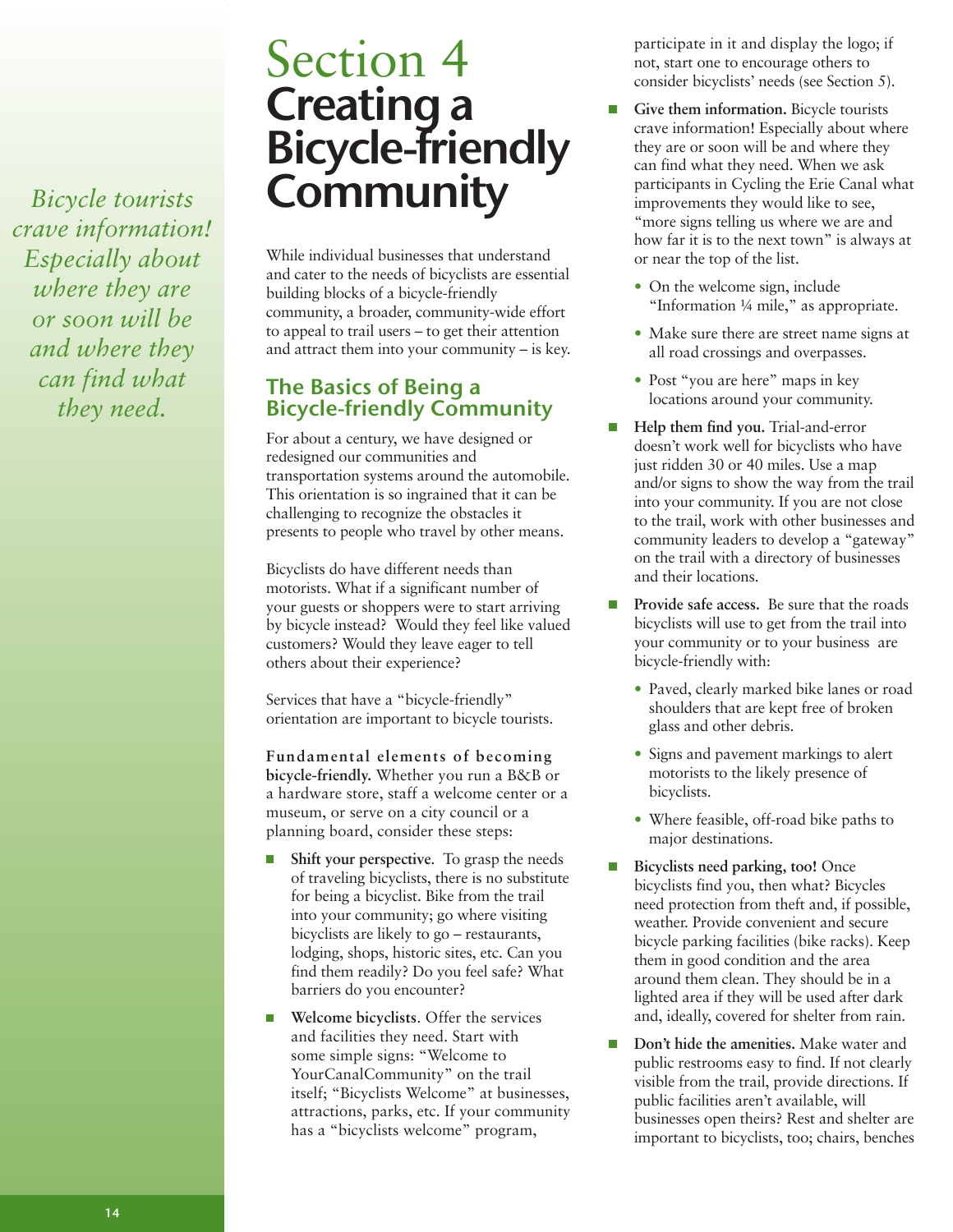*Bicycle tourists crave information! Especially about where they are or soon will be and where they can find what they need.*

# Section 4 Creating a Bicycle-friendly Community

While individual businesses that understand and cater to the needs of bicyclists are essential building blocks of a bicycle-friendly community, a broader, community-wide effort to appeal to trail users – to get their attention and attract them into your community – is key.

## The Basics of Being a Bicycle-friendly Community

For about a century, we have designed or redesigned our communities and transportation systems around the automobile. This orientation is so ingrained that it can be challenging to recognize the obstacles it presents to people who travel by other means.

Bicyclists do have different needs than motorists. What if a significant number of your guests or shoppers were to start arriving by bicycle instead? Would they feel like valued customers? Would they leave eager to tell others about their experience?

Services that have a "bicycle-friendly" orientation are important to bicycle tourists.

**Fundamental elements of becoming bicycle-friendly.** Whether you run a B&B or a hardware store, staff a welcome center or a museum, or serve on a city council or a planning board, consider these steps:

- **Shift your perspective**. To grasp the needs of traveling bicyclists, there is no substitute for being a bicyclist. Bike from the trail into your community; go where visiting bicyclists are likely to go – restaurants, lodging, shops, historic sites, etc. Can you find them readily? Do you feel safe? What barriers do you encounter?
- **Welcome bicyclists**. Offer the services and facilities they need. Start with some simple signs: "Welcome to YourCanalCommunity" on the trail itself; "Bicyclists Welcome" at businesses, attractions, parks, etc. If your community has a "bicyclists welcome" program, participate in it and display the logo; if not, start one to encourage others to consider bicyclists' needs (see Section 5).
- **Give them information.** Bicycle tourists crave information! Especially about where they are or soon will be and where they can find what they need. When we ask participants in Cycling the Erie Canal what improvements they would like to see, "more signs telling us where we are and how far it is to the next town" is always at or near the top of the list.
  - On the welcome sign, include "Information ¼ mile," as appropriate.
  - Make sure there are street name signs at all road crossings and overpasses.
  - Post "you are here" maps in key locations around your community.
- **Help them find you.** Trial-and-error doesn't work well for bicyclists who have just ridden 30 or 40 miles. Use a map and/or signs to show the way from the trail into your community. If you are not close to the trail, work with other businesses and community leaders to develop a "gateway" on the trail with a directory of businesses and their locations.
- **Provide safe access.** Be sure that the roads bicyclists will use to get from the trail into your community or to your business are bicycle-friendly with:
  - Paved, clearly marked bike lanes or road shoulders that are kept free of broken glass and other debris.
  - Signs and pavement markings to alert motorists to the likely presence of bicyclists.
  - Where feasible, off-road bike paths to major destinations.
- **Bicyclists need parking, too!** Once bicyclists find you, then what? Bicycles need protection from theft and, if possible, weather. Provide convenient and secure bicycle parking facilities (bike racks). Keep them in good condition and the area around them clean. They should be in a lighted area if they will be used after dark and, ideally, covered for shelter from rain.
- **Don't hide the amenities.** Make water and public restrooms easy to find. If not clearly visible from the trail, provide directions. If public facilities aren't available, will businesses open theirs? Rest and shelter are important to bicyclists, too; chairs, benches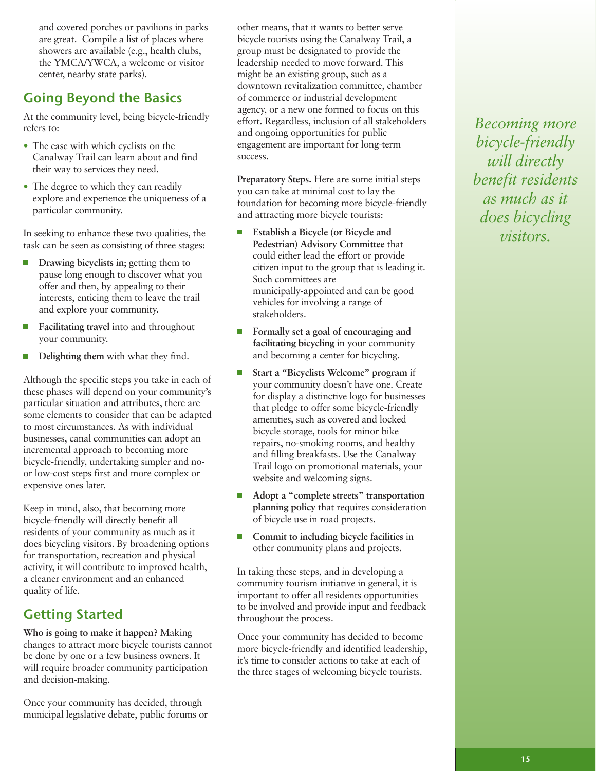and covered porches or pavilions in parks are great. Compile a list of places where showers are available (e.g., health clubs, the YMCA/YWCA, a welcome or visitor center, nearby state parks).

## Going Beyond the Basics

At the community level, being bicycle-friendly refers to:

- The ease with which cyclists on the Canalway Trail can learn about and find their way to services they need.
- The degree to which they can readily explore and experience the uniqueness of a particular community.

In seeking to enhance these two qualities, the task can be seen as consisting of three stages:

- **Drawing bicyclists in**; getting them to pause long enough to discover what you offer and then, by appealing to their interests, enticing them to leave the trail and explore your community.
- **Facilitating travel** into and throughout your community.
- **Delighting them** with what they find.

Although the specific steps you take in each of these phases will depend on your community's particular situation and attributes, there are some elements to consider that can be adapted to most circumstances. As with individual businesses, canal communities can adopt an incremental approach to becoming more bicycle-friendly, undertaking simpler and no- or low-cost steps first and more complex or expensive ones later.

Keep in mind, also, that becoming more bicycle-friendly will directly benefit all residents of your community as much as it does bicycling visitors. By broadening options for transportation, recreation and physical activity, it will contribute to improved health, a cleaner environment and an enhanced quality of life.

## Getting Started

**Who is going to make it happen?** Making changes to attract more bicycle tourists cannot be done by one or a few business owners. It will require broader community participation and decision-making.

Once your community has decided, through municipal legislative debate, public forums or other means, that it wants to better serve bicycle tourists using the Canalway Trail, a group must be designated to provide the leadership needed to move forward. This might be an existing group, such as a downtown revitalization committee, chamber of commerce or industrial development agency, or a new one formed to focus on this effort. Regardless, inclusion of all stakeholders and ongoing opportunities for public engagement are important for long-term success.

**Preparatory Steps.** Here are some initial steps you can take at minimal cost to lay the foundation for becoming more bicycle-friendly and attracting more bicycle tourists:

- **Establish a Bicycle (or Bicycle and Pedestrian) Advisory Committee** that could either lead the effort or provide citizen input to the group that is leading it. Such committees are municipally-appointed and can be good vehicles for involving a range of stakeholders.
- **Formally set a goal of encouraging and facilitating bicycling** in your community and becoming a center for bicycling.
- **Start a "Bicyclists Welcome" program** if your community doesn't have one. Create for display a distinctive logo for businesses that pledge to offer some bicycle-friendly amenities, such as covered and locked bicycle storage, tools for minor bike repairs, no-smoking rooms, and healthy and filling breakfasts. Use the Canalway Trail logo on promotional materials, your website and welcoming signs.
- **Adopt a "complete streets" transportation planning policy** that requires consideration of bicycle use in road projects.
- **Commit to including bicycle facilities** in other community plans and projects.

In taking these steps, and in developing a community tourism initiative in general, it is important to offer all residents opportunities to be involved and provide input and feedback throughout the process.

Once your community has decided to become more bicycle-friendly and identified leadership, it's time to consider actions to take at each of the three stages of welcoming bicycle tourists.

*Becoming more bicycle-friendly will directly benefit residents as much as it does bicycling visitors.*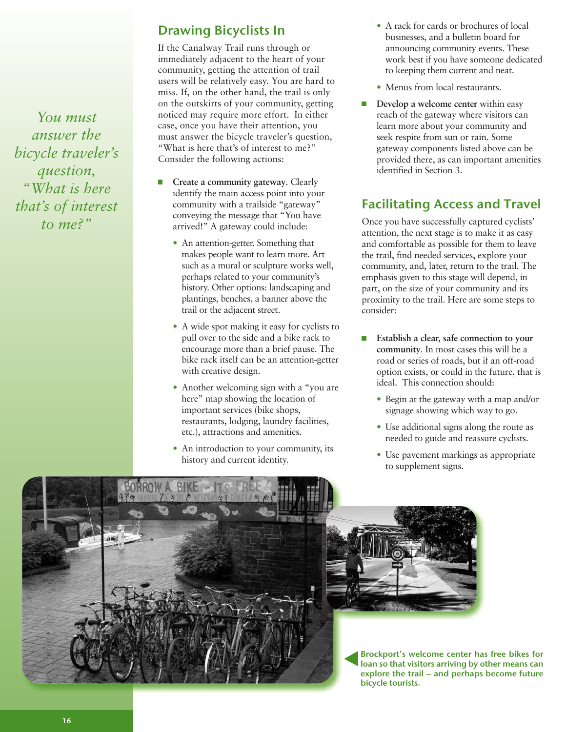*You must answer the bicycle traveler's question, "What is here that's of interest to me?"*

## Drawing Bicyclists In

If the Canalway Trail runs through or immediately adjacent to the heart of your community, getting the attention of trail users will be relatively easy. You are hard to miss. If, on the other hand, the trail is only on the outskirts of your community, getting noticed may require more effort. In either case, once you have their attention, you must answer the bicycle traveler's question, "What is here that's of interest to me?" Consider the following actions:

- **Create a community gateway**. Clearly identify the main access point into your community with a trailside "gateway" conveying the message that "You have arrived!" A gateway could include:
  - An attention-getter. Something that makes people want to learn more. Art such as a mural or sculpture works well, perhaps related to your community's history. Other options: landscaping and plantings, benches, a banner above the trail or the adjacent street.
  - A wide spot making it easy for cyclists to pull over to the side and a bike rack to encourage more than a brief pause. The bike rack itself can be an attention-getter with creative design.
  - Another welcoming sign with a "you are here" map showing the location of important services (bike shops, restaurants, lodging, laundry facilities, etc.), attractions and amenities.
  - An introduction to your community, its history and current identity.
  - A rack for cards or brochures of local businesses, and a bulletin board for announcing community events. These work best if you have someone dedicated to keeping them current and neat.
  - Menus from local restaurants.
- **Develop a welcome center** within easy reach of the gateway where visitors can learn more about your community and seek respite from sun or rain. Some gateway components listed above can be provided there, as can important amenities identified in Section 3.

## Facilitating Access and Travel

Once you have successfully captured cyclists' attention, the next stage is to make it as easy and comfortable as possible for them to leave the trail, find needed services, explore your community, and, later, return to the trail. The emphasis given to this stage will depend, in part, on the size of your community and its proximity to the trail. Here are some steps to consider:

- **Establish a clear, safe connection to your community**. In most cases this will be a road or series of roads, but if an off-road option exists, or could in the future, that is ideal. This connection should:
  - Begin at the gateway with a map and/or signage showing which way to go.
  - Use additional signs along the route as needed to guide and reassure cyclists.
  - Use pavement markings as appropriate to supplement signs.

Brockport's welcome center has free bikes for loan so that visitors arriving by other means can explore the trail – and perhaps become future bicycle tourists.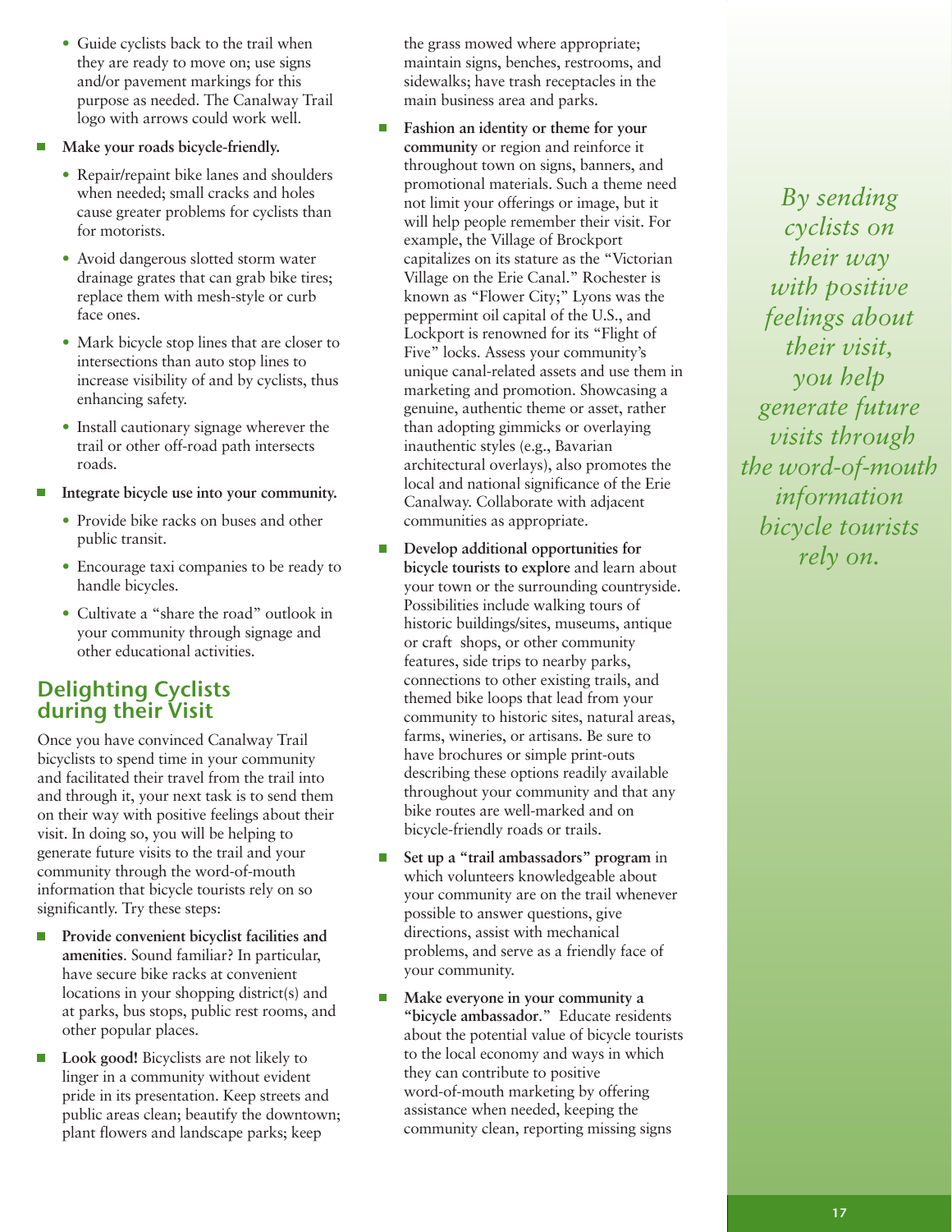- Guide cyclists back to the trail when they are ready to move on; use signs and/or pavement markings for this purpose as needed. The Canalway Trail logo with arrows could work well.

- **Make your roads bicycle-friendly.**
  - Repair/repaint bike lanes and shoulders when needed; small cracks and holes cause greater problems for cyclists than for motorists.
  - Avoid dangerous slotted storm water drainage grates that can grab bike tires; replace them with mesh-style or curb face ones.
  - Mark bicycle stop lines that are closer to intersections than auto stop lines to increase visibility of and by cyclists, thus enhancing safety.
  - Install cautionary signage wherever the trail or other off-road path intersects roads.

- **Integrate bicycle use into your community.**
  - Provide bike racks on buses and other public transit.
  - Encourage taxi companies to be ready to handle bicycles.
  - Cultivate a "share the road" outlook in your community through signage and other educational activities.

## Delighting Cyclists during their Visit

Once you have convinced Canalway Trail bicyclists to spend time in your community and facilitated their travel from the trail into and through it, your next task is to send them on their way with positive feelings about their visit. In doing so, you will be helping to generate future visits to the trail and your community through the word-of-mouth information that bicycle tourists rely on so significantly. Try these steps:

- **Provide convenient bicyclist facilities and amenities**. Sound familiar? In particular, have secure bike racks at convenient locations in your shopping district(s) and at parks, bus stops, public rest rooms, and other popular places.

- **Look good!** Bicyclists are not likely to linger in a community without evident pride in its presentation. Keep streets and public areas clean; beautify the downtown; plant flowers and landscape parks; keep the grass mowed where appropriate; maintain signs, benches, restrooms, and sidewalks; have trash receptacles in the main business area and parks.

- **Fashion an identity or theme for your community** or region and reinforce it throughout town on signs, banners, and promotional materials. Such a theme need not limit your offerings or image, but it will help people remember their visit. For example, the Village of Brockport capitalizes on its stature as the "Victorian Village on the Erie Canal." Rochester is known as "Flower City;" Lyons was the peppermint oil capital of the U.S., and Lockport is renowned for its "Flight of Five" locks. Assess your community's unique canal-related assets and use them in marketing and promotion. Showcasing a genuine, authentic theme or asset, rather than adopting gimmicks or overlaying inauthentic styles (e.g., Bavarian architectural overlays), also promotes the local and national significance of the Erie Canalway. Collaborate with adjacent communities as appropriate.

- **Develop additional opportunities for bicycle tourists to explore** and learn about your town or the surrounding countryside. Possibilities include walking tours of historic buildings/sites, museums, antique or craft shops, or other community features, side trips to nearby parks, connections to other existing trails, and themed bike loops that lead from your community to historic sites, natural areas, farms, wineries, or artisans. Be sure to have brochures or simple print-outs describing these options readily available throughout your community and that any bike routes are well-marked and on bicycle-friendly roads or trails.

- **Set up a "trail ambassadors" program** in which volunteers knowledgeable about your community are on the trail whenever possible to answer questions, give directions, assist with mechanical problems, and serve as a friendly face of your community.

- **Make everyone in your community a "bicycle ambassador**." Educate residents about the potential value of bicycle tourists to the local economy and ways in which they can contribute to positive word-of-mouth marketing by offering assistance when needed, keeping the community clean, reporting missing signs

*By sending cyclists on their way with positive feelings about their visit, you help generate future visits through the word-of-mouth information bicycle tourists rely on.*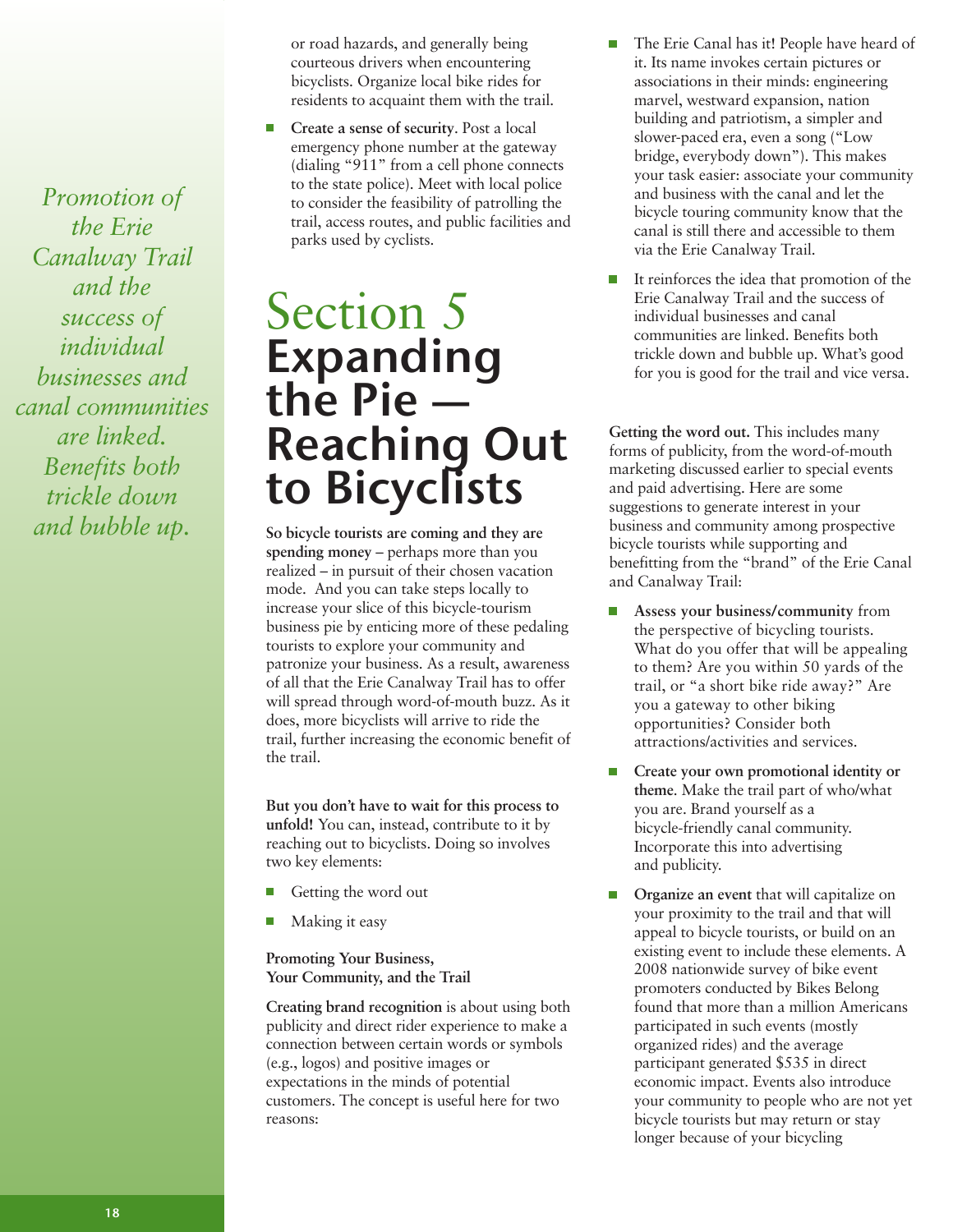*Promotion of the Erie Canalway Trail and the success of individual businesses and canal communities are linked. Benefits both trickle down and bubble up.*

or road hazards, and generally being courteous drivers when encountering bicyclists. Organize local bike rides for residents to acquaint them with the trail.

- **Create a sense of security**. Post a local emergency phone number at the gateway (dialing "911" from a cell phone connects to the state police). Meet with local police to consider the feasibility of patrolling the trail, access routes, and public facilities and parks used by cyclists.

# Section 5 Expanding the Pie — Reaching Out to Bicyclists

**So bicycle tourists are coming and they are spending money** – perhaps more than you realized – in pursuit of their chosen vacation mode. And you can take steps locally to increase your slice of this bicycle-tourism business pie by enticing more of these pedaling tourists to explore your community and patronize your business. As a result, awareness of all that the Erie Canalway Trail has to offer will spread through word-of-mouth buzz. As it does, more bicyclists will arrive to ride the trail, further increasing the economic benefit of the trail.

**But you don't have to wait for this process to unfold!** You can, instead, contribute to it by reaching out to bicyclists. Doing so involves two key elements:

- Getting the word out
- Making it easy

## Promoting Your Business, Your Community, and the Trail

**Creating brand recognition** is about using both publicity and direct rider experience to make a connection between certain words or symbols (e.g., logos) and positive images or expectations in the minds of potential customers. The concept is useful here for two reasons:

- The Erie Canal has it! People have heard of it. Its name invokes certain pictures or associations in their minds: engineering marvel, westward expansion, nation building and patriotism, a simpler and slower-paced era, even a song ("Low bridge, everybody down"). This makes your task easier: associate your community and business with the canal and let the bicycle touring community know that the canal is still there and accessible to them via the Erie Canalway Trail.
- It reinforces the idea that promotion of the Erie Canalway Trail and the success of individual businesses and canal communities are linked. Benefits both trickle down and bubble up. What's good for you is good for the trail and vice versa.

**Getting the word out.** This includes many forms of publicity, from the word-of-mouth marketing discussed earlier to special events and paid advertising. Here are some suggestions to generate interest in your business and community among prospective bicycle tourists while supporting and benefitting from the "brand" of the Erie Canal and Canalway Trail:

- **Assess your business/community** from the perspective of bicycling tourists. What do you offer that will be appealing to them? Are you within 50 yards of the trail, or "a short bike ride away?" Are you a gateway to other biking opportunities? Consider both attractions/activities and services.
- **Create your own promotional identity or theme**. Make the trail part of who/what you are. Brand yourself as a bicycle-friendly canal community. Incorporate this into advertising and publicity.
- **Organize an event** that will capitalize on your proximity to the trail and that will appeal to bicycle tourists, or build on an existing event to include these elements. A 2008 nationwide survey of bike event promoters conducted by Bikes Belong found that more than a million Americans participated in such events (mostly organized rides) and the average participant generated $535 in direct economic impact. Events also introduce your community to people who are not yet bicycle tourists but may return or stay longer because of your bicycling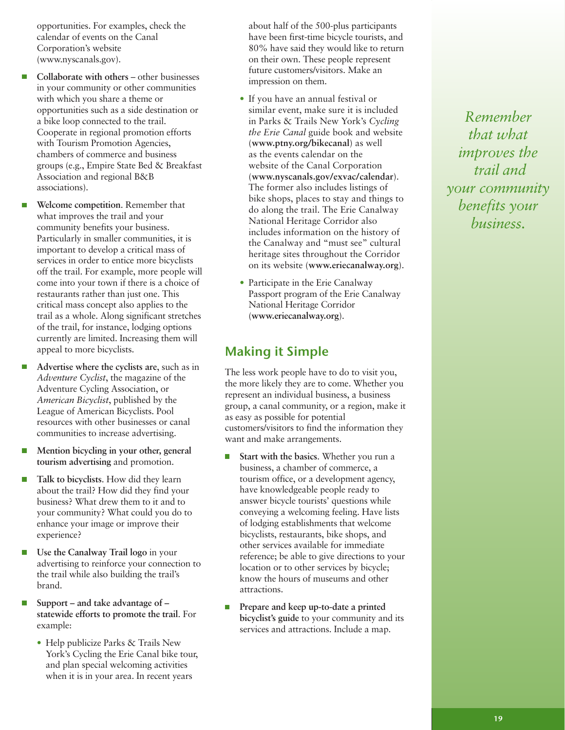opportunities. For examples, check the calendar of events on the Canal Corporation's website (www.nyscanals.gov).

- **Collaborate with others** – other businesses in your community or other communities with which you share a theme or opportunities such as a side destination or a bike loop connected to the trail. Cooperate in regional promotion efforts with Tourism Promotion Agencies, chambers of commerce and business groups (e.g., Empire State Bed & Breakfast Association and regional B&B associations).
- **Welcome competition**. Remember that what improves the trail and your community benefits your business. Particularly in smaller communities, it is important to develop a critical mass of services in order to entice more bicyclists off the trail. For example, more people will come into your town if there is a choice of restaurants rather than just one. This critical mass concept also applies to the trail as a whole. Along significant stretches of the trail, for instance, lodging options currently are limited. Increasing them will appeal to more bicyclists.
- **Advertise where the cyclists are**, such as in *Adventure Cyclist*, the magazine of the Adventure Cycling Association, or *American Bicyclist*, published by the League of American Bicyclists. Pool resources with other businesses or canal communities to increase advertising.
- **Mention bicycling in your other, general tourism advertising** and promotion.
- **Talk to bicyclists**. How did they learn about the trail? How did they find your business? What drew them to it and to your community? What could you do to enhance your image or improve their experience?
- **Use the Canalway Trail logo** in your advertising to reinforce your connection to the trail while also building the trail's brand.
- **Support – and take advantage of – statewide efforts to promote the trail**. For example:
  - Help publicize Parks & Trails New York's Cycling the Erie Canal bike tour, and plan special welcoming activities when it is in your area. In recent years about half of the 500-plus participants have been first-time bicycle tourists, and 80% have said they would like to return on their own. These people represent future customers/visitors. Make an impression on them.
  - If you have an annual festival or similar event, make sure it is included in Parks & Trails New York's *Cycling the Erie Canal* guide book and website (**www.ptny.org/bikecanal**) as well as the events calendar on the website of the Canal Corporation (**www.nyscanals.gov/exvac/calendar**). The former also includes listings of bike shops, places to stay and things to do along the trail. The Erie Canalway National Heritage Corridor also includes information on the history of the Canalway and "must see" cultural heritage sites throughout the Corridor on its website (**www.eriecanalway.org**).
  - Participate in the Erie Canalway Passport program of the Erie Canalway National Heritage Corridor (**www.eriecanalway.org**).

## Making it Simple

The less work people have to do to visit you, the more likely they are to come. Whether you represent an individual business, a business group, a canal community, or a region, make it as easy as possible for potential customers/visitors to find the information they want and make arrangements.

- **Start with the basics**. Whether you run a business, a chamber of commerce, a tourism office, or a development agency, have knowledgeable people ready to answer bicycle tourists' questions while conveying a welcoming feeling. Have lists of lodging establishments that welcome bicyclists, restaurants, bike shops, and other services available for immediate reference; be able to give directions to your location or to other services by bicycle; know the hours of museums and other attractions.
- **Prepare and keep up-to-date a printed bicyclist's guide** to your community and its services and attractions. Include a map.

*Remember that what improves the trail and your community benefits your business.*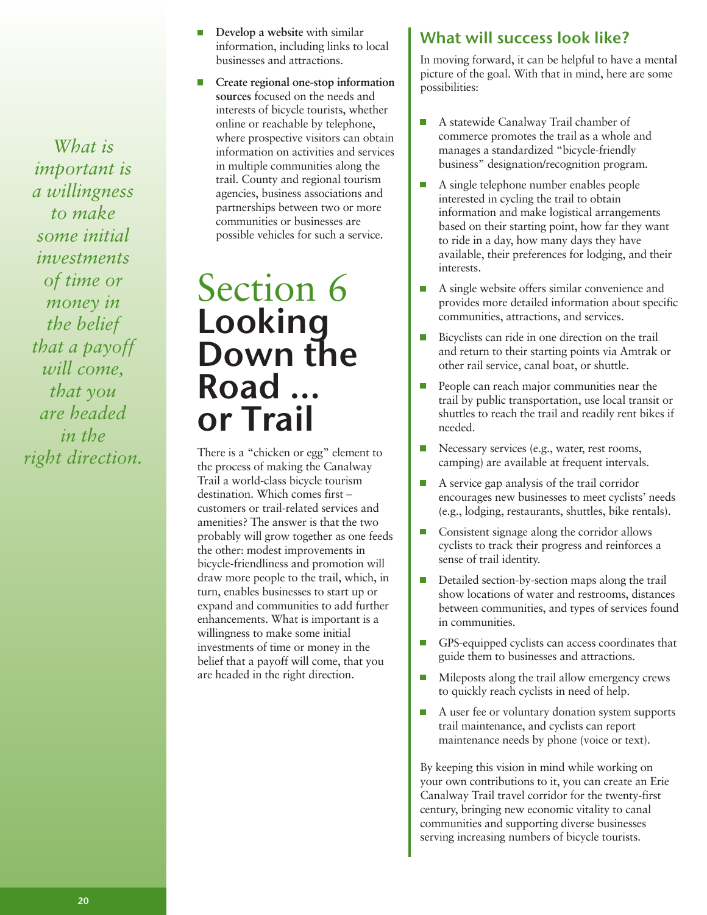- **Develop a website** with similar information, including links to local businesses and attractions.
- **Create regional one-stop information sources** focused on the needs and interests of bicycle tourists, whether online or reachable by telephone, where prospective visitors can obtain information on activities and services in multiple communities along the trail. County and regional tourism agencies, business associations and partnerships between two or more communities or businesses are possible vehicles for such a service.

*What is important is a willingness to make some initial investments of time or money in the belief that a payoff will come, that you are headed in the right direction.*

# Section 6 Looking Down the Road ... or Trail

There is a "chicken or egg" element to the process of making the Canalway Trail a world-class bicycle tourism destination. Which comes first – customers or trail-related services and amenities? The answer is that the two probably will grow together as one feeds the other: modest improvements in bicycle-friendliness and promotion will draw more people to the trail, which, in turn, enables businesses to start up or expand and communities to add further enhancements. What is important is a willingness to make some initial investments of time or money in the belief that a payoff will come, that you are headed in the right direction.

## What will success look like?

In moving forward, it can be helpful to have a mental picture of the goal. With that in mind, here are some possibilities:

- A statewide Canalway Trail chamber of commerce promotes the trail as a whole and manages a standardized "bicycle-friendly business" designation/recognition program.
- A single telephone number enables people interested in cycling the trail to obtain information and make logistical arrangements based on their starting point, how far they want to ride in a day, how many days they have available, their preferences for lodging, and their interests.
- A single website offers similar convenience and provides more detailed information about specific communities, attractions, and services.
- Bicyclists can ride in one direction on the trail and return to their starting points via Amtrak or other rail service, canal boat, or shuttle.
- People can reach major communities near the trail by public transportation, use local transit or shuttles to reach the trail and readily rent bikes if needed.
- Necessary services (e.g., water, rest rooms, camping) are available at frequent intervals.
- A service gap analysis of the trail corridor encourages new businesses to meet cyclists' needs (e.g., lodging, restaurants, shuttles, bike rentals).
- Consistent signage along the corridor allows cyclists to track their progress and reinforces a sense of trail identity.
- Detailed section-by-section maps along the trail show locations of water and restrooms, distances between communities, and types of services found in communities.
- GPS-equipped cyclists can access coordinates that guide them to businesses and attractions.
- Mileposts along the trail allow emergency crews to quickly reach cyclists in need of help.
- A user fee or voluntary donation system supports trail maintenance, and cyclists can report maintenance needs by phone (voice or text).

By keeping this vision in mind while working on your own contributions to it, you can create an Erie Canalway Trail travel corridor for the twenty-first century, bringing new economic vitality to canal communities and supporting diverse businesses serving increasing numbers of bicycle tourists.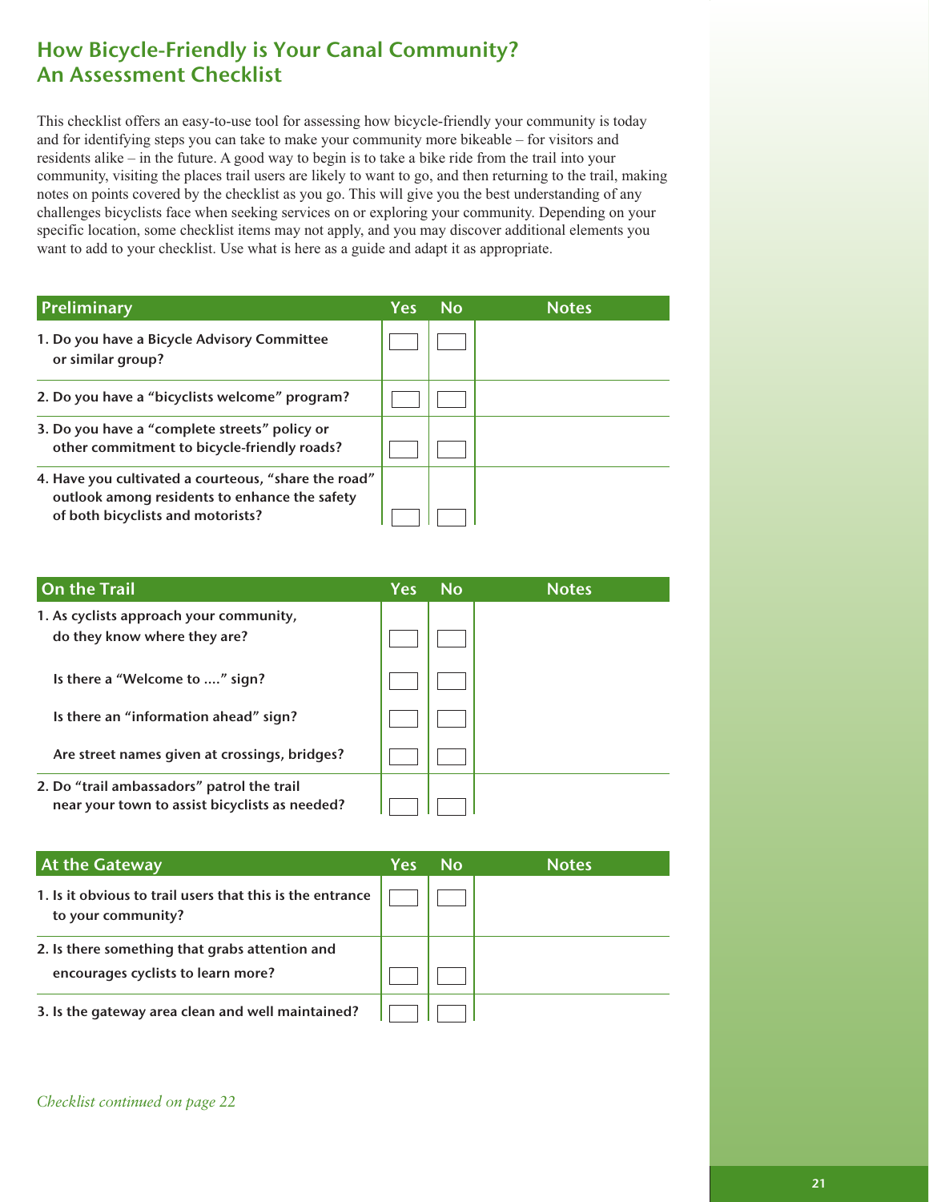## How Bicycle-Friendly is Your Canal Community? An Assessment Checklist

This checklist offers an easy-to-use tool for assessing how bicycle-friendly your community is today and for identifying steps you can take to make your community more bikeable – for visitors and residents alike – in the future. A good way to begin is to take a bike ride from the trail into your community, visiting the places trail users are likely to want to go, and then returning to the trail, making notes on points covered by the checklist as you go. This will give you the best understanding of any challenges bicyclists face when seeking services on or exploring your community. Depending on your specific location, some checklist items may not apply, and you may discover additional elements you want to add to your checklist. Use what is here as a guide and adapt it as appropriate.

| Preliminary | Yes | No | Notes |
|---|---|---|---|
| 1. Do you have a Bicycle Advisory Committee or similar group? | ☐ | ☐ | |
| 2. Do you have a "bicyclists welcome" program? | ☐ | ☐ | |
| 3. Do you have a "complete streets" policy or other commitment to bicycle-friendly roads? | ☐ | ☐ | |
| 4. Have you cultivated a courteous, "share the road" outlook among residents to enhance the safety of both bicyclists and motorists? | ☐ | ☐ | |

| On the Trail | Yes | No | Notes |
|---|---|---|---|
| 1. As cyclists approach your community, do they know where they are? | ☐ | ☐ | |
| Is there a "Welcome to ...." sign? | ☐ | ☐ | |
| Is there an "information ahead" sign? | ☐ | ☐ | |
| Are street names given at crossings, bridges? | ☐ | ☐ | |
| 2. Do "trail ambassadors" patrol the trail near your town to assist bicyclists as needed? | ☐ | ☐ | |

| At the Gateway | Yes | No | Notes |
|---|---|---|---|
| 1. Is it obvious to trail users that this is the entrance to your community? | ☐ | ☐ | |
| 2. Is there something that grabs attention and encourages cyclists to learn more? | ☐ | ☐ | |
| 3. Is the gateway area clean and well maintained? | ☐ | ☐ | |

*Checklist continued on page 22*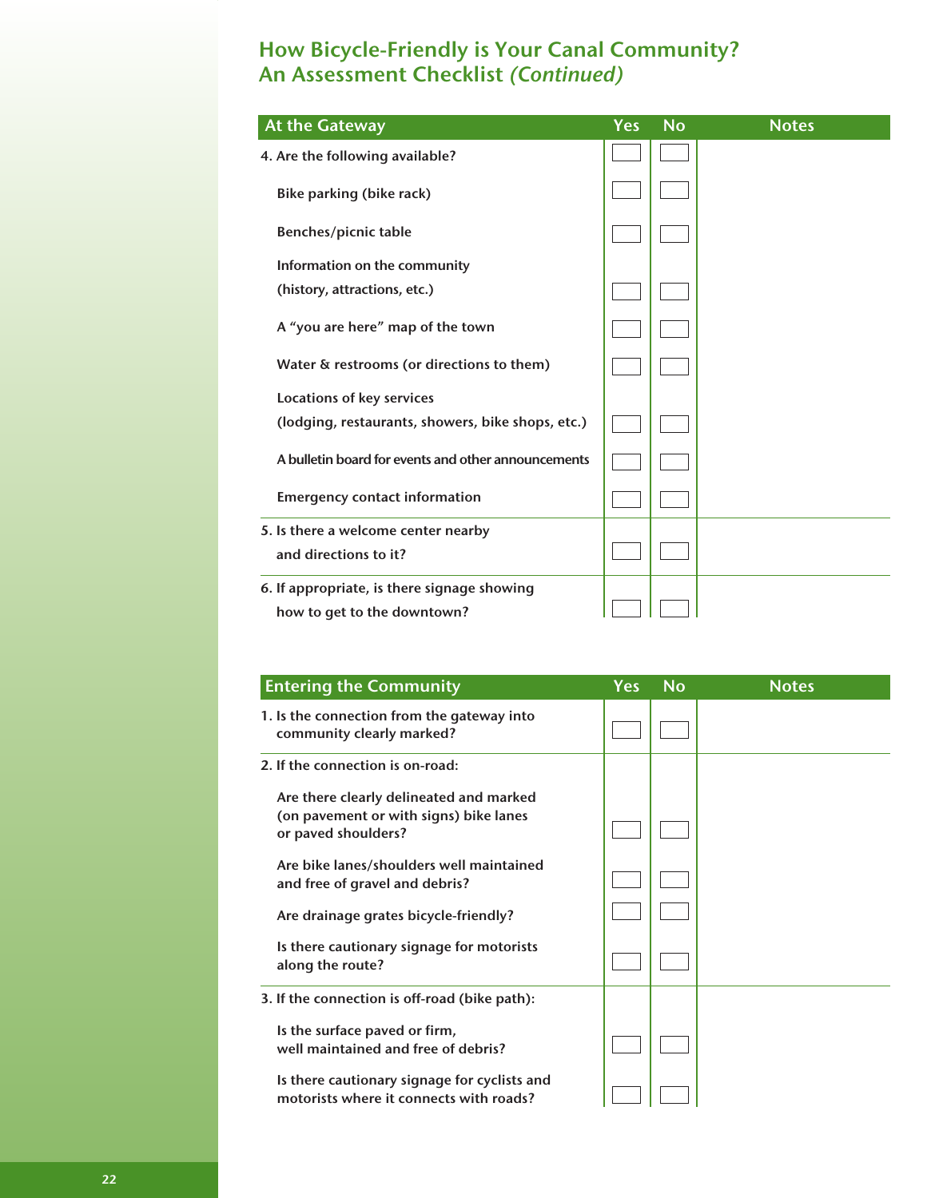## How Bicycle-Friendly is Your Canal Community? An Assessment Checklist *(Continued)*

| At the Gateway | Yes | No | Notes |
|---|---|---|---|
| 4. Are the following available? | ☐ | ☐ | |
| Bike parking (bike rack) | ☐ | ☐ | |
| Benches/picnic table | ☐ | ☐ | |
| Information on the community (history, attractions, etc.) | ☐ | ☐ | |
| A "you are here" map of the town | ☐ | ☐ | |
| Water & restrooms (or directions to them) | ☐ | ☐ | |
| Locations of key services (lodging, restaurants, showers, bike shops, etc.) | ☐ | ☐ | |
| A bulletin board for events and other announcements | ☐ | ☐ | |
| Emergency contact information | ☐ | ☐ | |
| 5. Is there a welcome center nearby and directions to it? | ☐ | ☐ | |
| 6. If appropriate, is there signage showing how to get to the downtown? | ☐ | ☐ | |

| Entering the Community | Yes | No | Notes |
|---|---|---|---|
| 1. Is the connection from the gateway into community clearly marked? | ☐ | ☐ | |
| 2. If the connection is on-road: | | | |
| Are there clearly delineated and marked (on pavement or with signs) bike lanes or paved shoulders? | ☐ | ☐ | |
| Are bike lanes/shoulders well maintained and free of gravel and debris? | ☐ | ☐ | |
| Are drainage grates bicycle-friendly? | ☐ | ☐ | |
| Is there cautionary signage for motorists along the route? | ☐ | ☐ | |
| 3. If the connection is off-road (bike path): | | | |
| Is the surface paved or firm, well maintained and free of debris? | ☐ | ☐ | |
| Is there cautionary signage for cyclists and motorists where it connects with roads? | ☐ | ☐ | |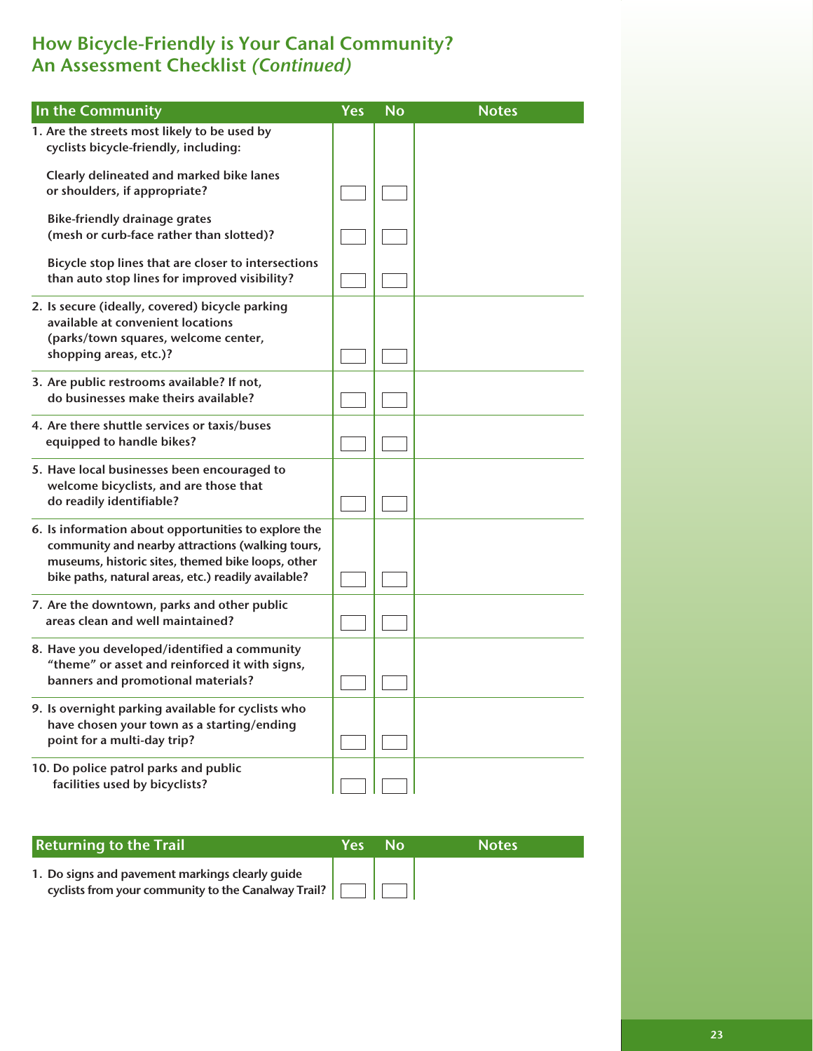## How Bicycle-Friendly is Your Canal Community? An Assessment Checklist *(Continued)*

| In the Community | Yes | No | Notes |
|---|---|---|---|
| 1. Are the streets most likely to be used by cyclists bicycle-friendly, including: | | | |
| Clearly delineated and marked bike lanes or shoulders, if appropriate? | ☐ | ☐ | |
| Bike-friendly drainage grates (mesh or curb-face rather than slotted)? | ☐ | ☐ | |
| Bicycle stop lines that are closer to intersections than auto stop lines for improved visibility? | ☐ | ☐ | |
| 2. Is secure (ideally, covered) bicycle parking available at convenient locations (parks/town squares, welcome center, shopping areas, etc.)? | ☐ | ☐ | |
| 3. Are public restrooms available? If not, do businesses make theirs available? | ☐ | ☐ | |
| 4. Are there shuttle services or taxis/buses equipped to handle bikes? | ☐ | ☐ | |
| 5. Have local businesses been encouraged to welcome bicyclists, and are those that do readily identifiable? | ☐ | ☐ | |
| 6. Is information about opportunities to explore the community and nearby attractions (walking tours, museums, historic sites, themed bike loops, other bike paths, natural areas, etc.) readily available? | ☐ | ☐ | |
| 7. Are the downtown, parks and other public areas clean and well maintained? | ☐ | ☐ | |
| 8. Have you developed/identified a community "theme" or asset and reinforced it with signs, banners and promotional materials? | ☐ | ☐ | |
| 9. Is overnight parking available for cyclists who have chosen your town as a starting/ending point for a multi-day trip? | ☐ | ☐ | |
| 10. Do police patrol parks and public facilities used by bicyclists? | ☐ | ☐ | |

| Returning to the Trail | Yes | No | Notes |
|---|---|---|---|
| 1. Do signs and pavement markings clearly guide cyclists from your community to the Canalway Trail? | ☐ | ☐ | |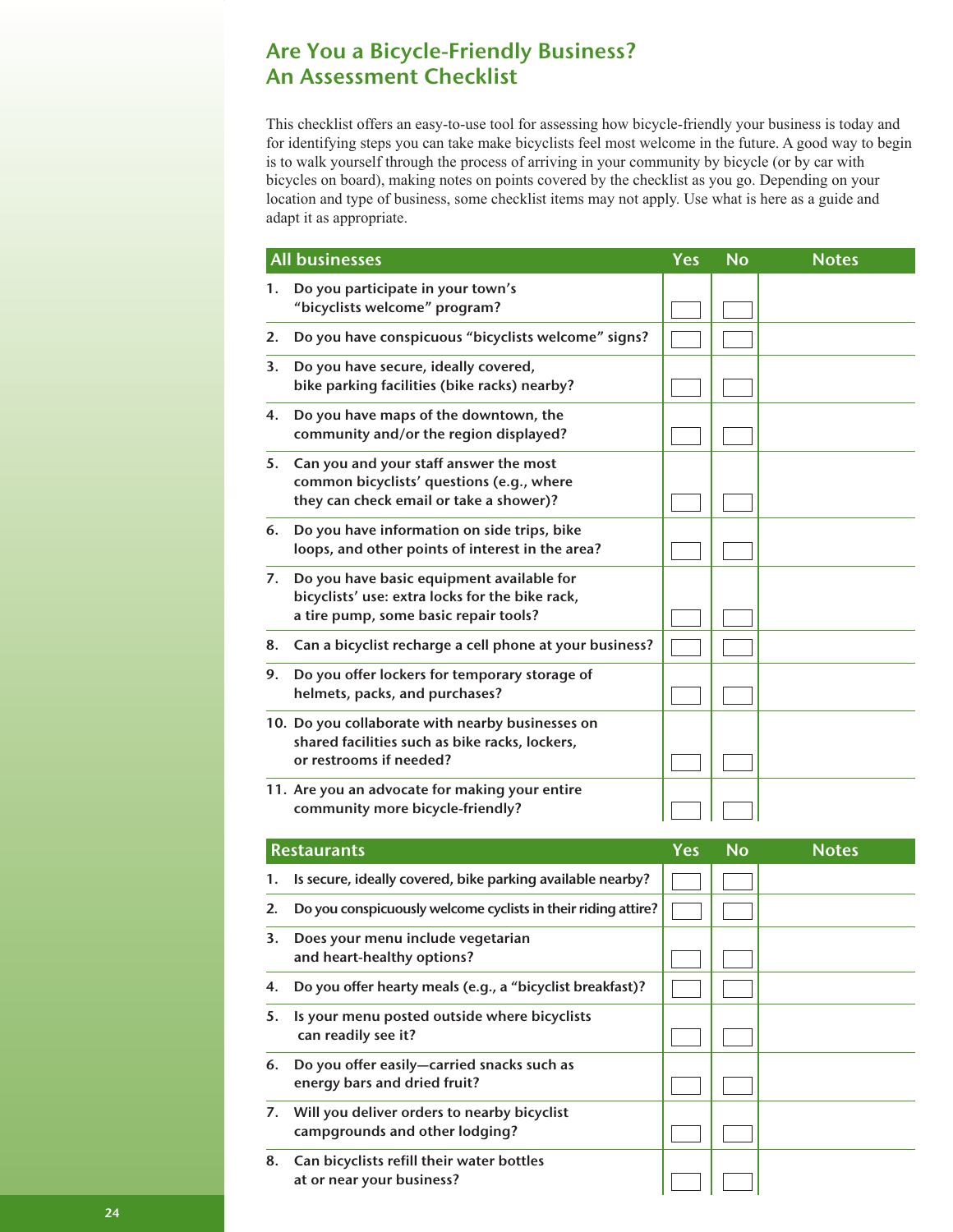## Are You a Bicycle-Friendly Business? An Assessment Checklist

This checklist offers an easy-to-use tool for assessing how bicycle-friendly your business is today and for identifying steps you can take make bicyclists feel most welcome in the future. A good way to begin is to walk yourself through the process of arriving in your community by bicycle (or by car with bicycles on board), making notes on points covered by the checklist as you go. Depending on your location and type of business, some checklist items may not apply. Use what is here as a guide and adapt it as appropriate.

| All businesses | Yes | No | Notes |
|---|---|---|---|
| 1. Do you participate in your town's "bicyclists welcome" program? | | | |
| 2. Do you have conspicuous "bicyclists welcome" signs? | | | |
| 3. Do you have secure, ideally covered, bike parking facilities (bike racks) nearby? | | | |
| 4. Do you have maps of the downtown, the community and/or the region displayed? | | | |
| 5. Can you and your staff answer the most common bicyclists' questions (e.g., where they can check email or take a shower)? | | | |
| 6. Do you have information on side trips, bike loops, and other points of interest in the area? | | | |
| 7. Do you have basic equipment available for bicyclists' use: extra locks for the bike rack, a tire pump, some basic repair tools? | | | |
| 8. Can a bicyclist recharge a cell phone at your business? | | | |
| 9. Do you offer lockers for temporary storage of helmets, packs, and purchases? | | | |
| 10. Do you collaborate with nearby businesses on shared facilities such as bike racks, lockers, or restrooms if needed? | | | |
| 11. Are you an advocate for making your entire community more bicycle-friendly? | | | |

| Restaurants | Yes | No | Notes |
|---|---|---|---|
| 1. Is secure, ideally covered, bike parking available nearby? | | | |
| 2. Do you conspicuously welcome cyclists in their riding attire? | | | |
| 3. Does your menu include vegetarian and heart-healthy options? | | | |
| 4. Do you offer hearty meals (e.g., a "bicyclist breakfast)? | | | |
| 5. Is your menu posted outside where bicyclists can readily see it? | | | |
| 6. Do you offer easily—carried snacks such as energy bars and dried fruit? | | | |
| 7. Will you deliver orders to nearby bicyclist campgrounds and other lodging? | | | |
| 8. Can bicyclists refill their water bottles at or near your business? | | | |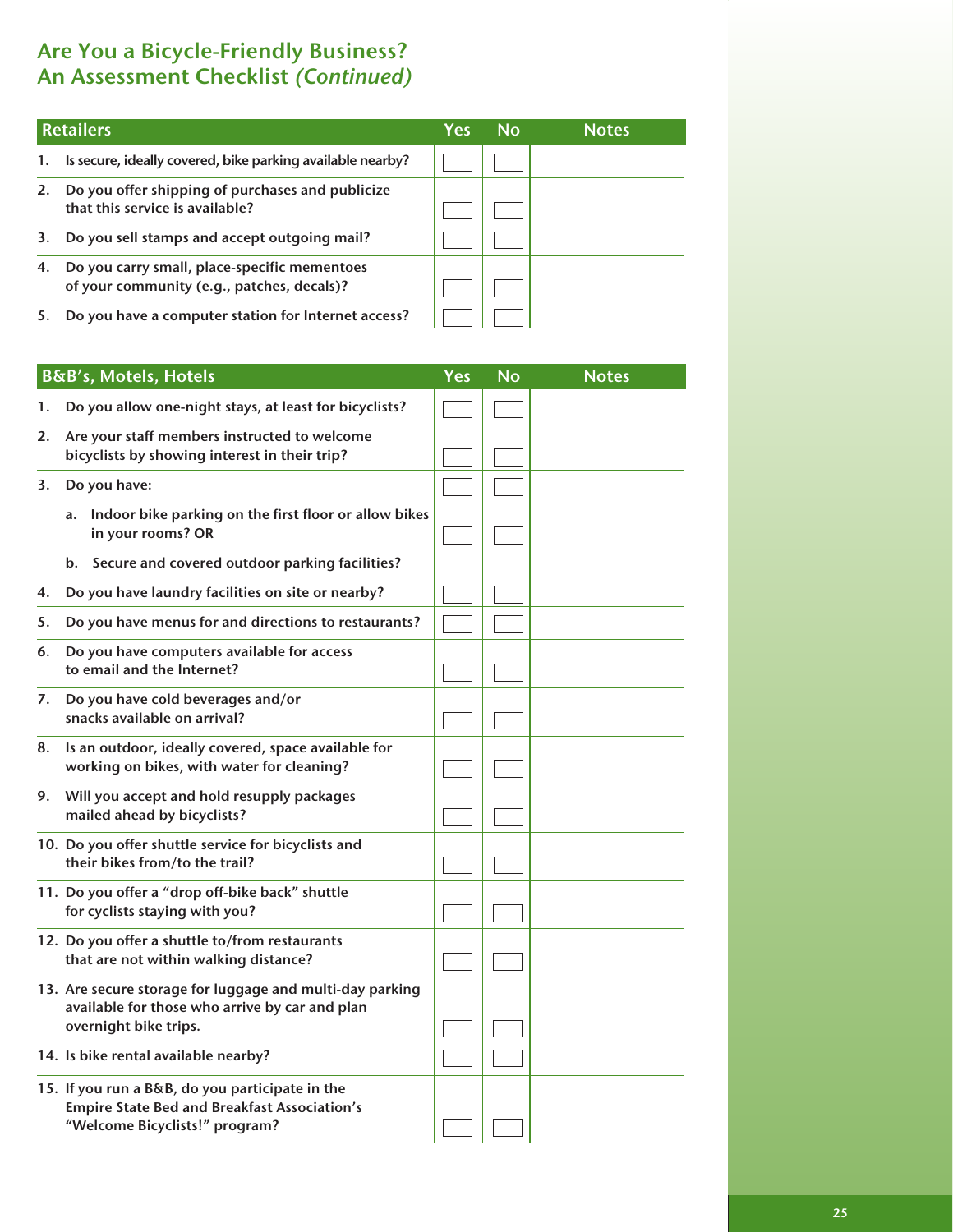## Are You a Bicycle-Friendly Business? An Assessment Checklist *(Continued)*

| Retailers | Yes | No | Notes |
|---|---|---|---|
| 1. Is secure, ideally covered, bike parking available nearby? | | | |
| 2. Do you offer shipping of purchases and publicize that this service is available? | | | |
| 3. Do you sell stamps and accept outgoing mail? | | | |
| 4. Do you carry small, place-specific mementoes of your community (e.g., patches, decals)? | | | |
| 5. Do you have a computer station for Internet access? | | | |

| B&B's, Motels, Hotels | Yes | No | Notes |
|---|---|---|---|
| 1. Do you allow one-night stays, at least for bicyclists? | | | |
| 2. Are your staff members instructed to welcome bicyclists by showing interest in their trip? | | | |
| 3. Do you have: | | | |
| a. Indoor bike parking on the first floor or allow bikes in your rooms? OR | | | |
| b. Secure and covered outdoor parking facilities? | | | |
| 4. Do you have laundry facilities on site or nearby? | | | |
| 5. Do you have menus for and directions to restaurants? | | | |
| 6. Do you have computers available for access to email and the Internet? | | | |
| 7. Do you have cold beverages and/or snacks available on arrival? | | | |
| 8. Is an outdoor, ideally covered, space available for working on bikes, with water for cleaning? | | | |
| 9. Will you accept and hold resupply packages mailed ahead by bicyclists? | | | |
| 10. Do you offer shuttle service for bicyclists and their bikes from/to the trail? | | | |
| 11. Do you offer a "drop off-bike back" shuttle for cyclists staying with you? | | | |
| 12. Do you offer a shuttle to/from restaurants that are not within walking distance? | | | |
| 13. Are secure storage for luggage and multi-day parking available for those who arrive by car and plan overnight bike trips. | | | |
| 14. Is bike rental available nearby? | | | |
| 15. If you run a B&B, do you participate in the Empire State Bed and Breakfast Association's "Welcome Bicyclists!" program? | | | |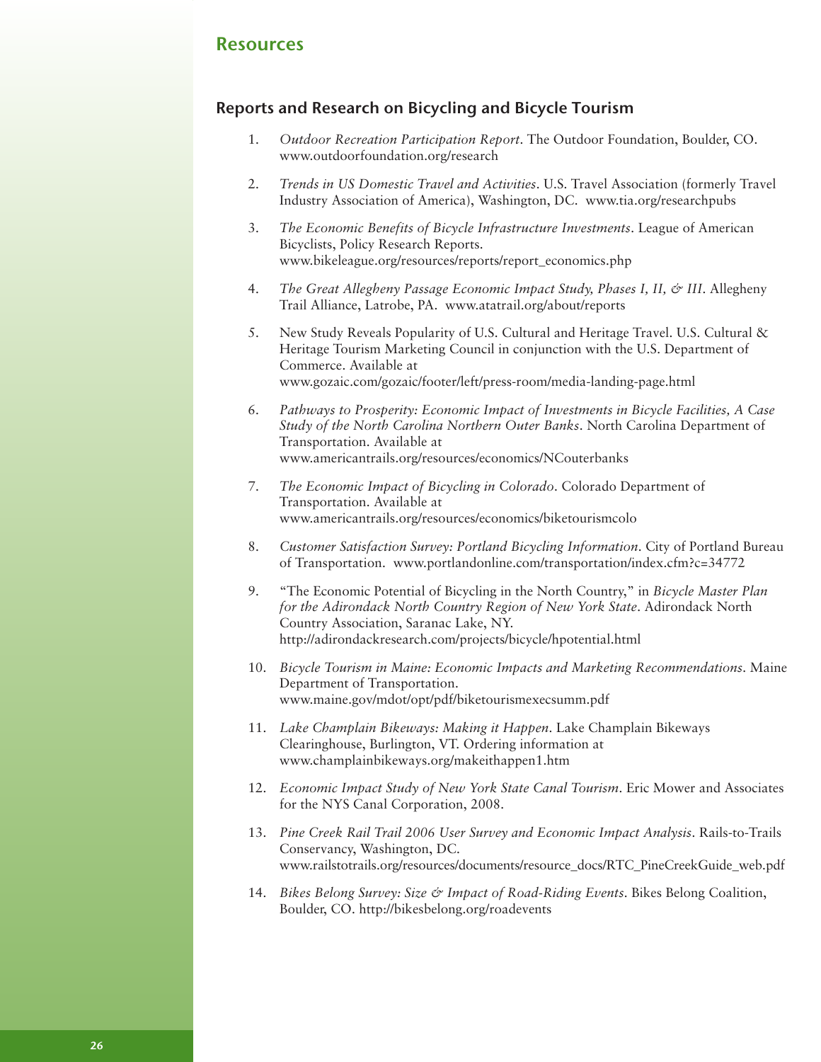## Resources

### Reports and Research on Bicycling and Bicycle Tourism

1. *Outdoor Recreation Participation Report*. The Outdoor Foundation, Boulder, CO. www.outdoorfoundation.org/research

2. *Trends in US Domestic Travel and Activities*. U.S. Travel Association (formerly Travel Industry Association of America), Washington, DC. www.tia.org/researchpubs

3. *The Economic Benefits of Bicycle Infrastructure Investments*. League of American Bicyclists, Policy Research Reports. www.bikeleague.org/resources/reports/report_economics.php

4. *The Great Allegheny Passage Economic Impact Study, Phases I, II, & III*. Allegheny Trail Alliance, Latrobe, PA. www.atatrail.org/about/reports

5. New Study Reveals Popularity of U.S. Cultural and Heritage Travel. U.S. Cultural & Heritage Tourism Marketing Council in conjunction with the U.S. Department of Commerce. Available at www.gozaic.com/gozaic/footer/left/press-room/media-landing-page.html

6. *Pathways to Prosperity: Economic Impact of Investments in Bicycle Facilities, A Case Study of the North Carolina Northern Outer Banks*. North Carolina Department of Transportation. Available at www.americantrails.org/resources/economics/NCouterbanks

7. *The Economic Impact of Bicycling in Colorado*. Colorado Department of Transportation. Available at www.americantrails.org/resources/economics/biketourismcolo

8. *Customer Satisfaction Survey: Portland Bicycling Information*. City of Portland Bureau of Transportation. www.portlandonline.com/transportation/index.cfm?c=34772

9. "The Economic Potential of Bicycling in the North Country," in *Bicycle Master Plan for the Adirondack North Country Region of New York State*. Adirondack North Country Association, Saranac Lake, NY. http://adirondackresearch.com/projects/bicycle/hpotential.html

10. *Bicycle Tourism in Maine: Economic Impacts and Marketing Recommendations*. Maine Department of Transportation. www.maine.gov/mdot/opt/pdf/biketourismexecsumm.pdf

11. *Lake Champlain Bikeways: Making it Happen*. Lake Champlain Bikeways Clearinghouse, Burlington, VT. Ordering information at www.champlainbikeways.org/makeithappen1.htm

12. *Economic Impact Study of New York State Canal Tourism*. Eric Mower and Associates for the NYS Canal Corporation, 2008.

13. *Pine Creek Rail Trail 2006 User Survey and Economic Impact Analysis*. Rails-to-Trails Conservancy, Washington, DC. www.railstotrails.org/resources/documents/resource_docs/RTC_PineCreekGuide_web.pdf

14. *Bikes Belong Survey: Size & Impact of Road-Riding Events*. Bikes Belong Coalition, Boulder, CO. http://bikesbelong.org/roadevents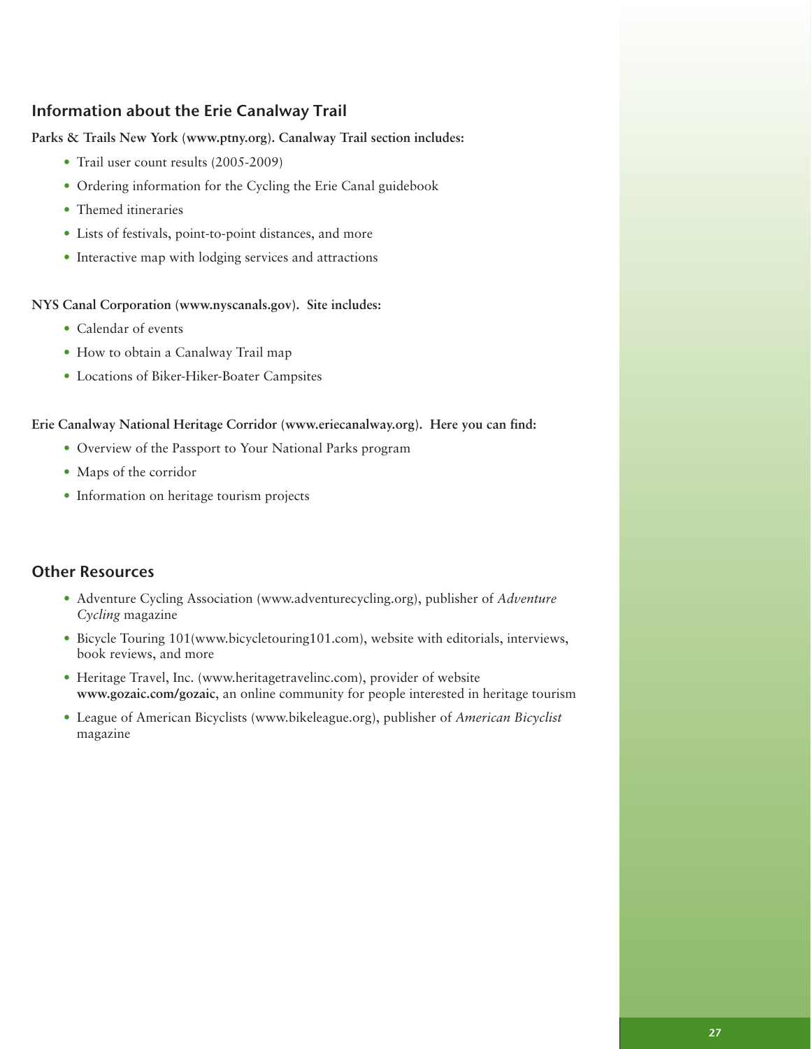## Information about the Erie Canalway Trail

**Parks & Trails New York (www.ptny.org). Canalway Trail section includes:**

- Trail user count results (2005-2009)
- Ordering information for the Cycling the Erie Canal guidebook
- Themed itineraries
- Lists of festivals, point-to-point distances, and more
- Interactive map with lodging services and attractions

**NYS Canal Corporation (www.nyscanals.gov). Site includes:**

- Calendar of events
- How to obtain a Canalway Trail map
- Locations of Biker-Hiker-Boater Campsites

**Erie Canalway National Heritage Corridor (www.eriecanalway.org). Here you can find:**

- Overview of the Passport to Your National Parks program
- Maps of the corridor
- Information on heritage tourism projects

## Other Resources

- Adventure Cycling Association (www.adventurecycling.org), publisher of *Adventure Cycling* magazine
- Bicycle Touring 101(www.bicycletouring101.com), website with editorials, interviews, book reviews, and more
- Heritage Travel, Inc. (www.heritagetravelinc.com), provider of website **www.gozaic.com/gozaic**, an online community for people interested in heritage tourism
- League of American Bicyclists (www.bikeleague.org), publisher of *American Bicyclist* magazine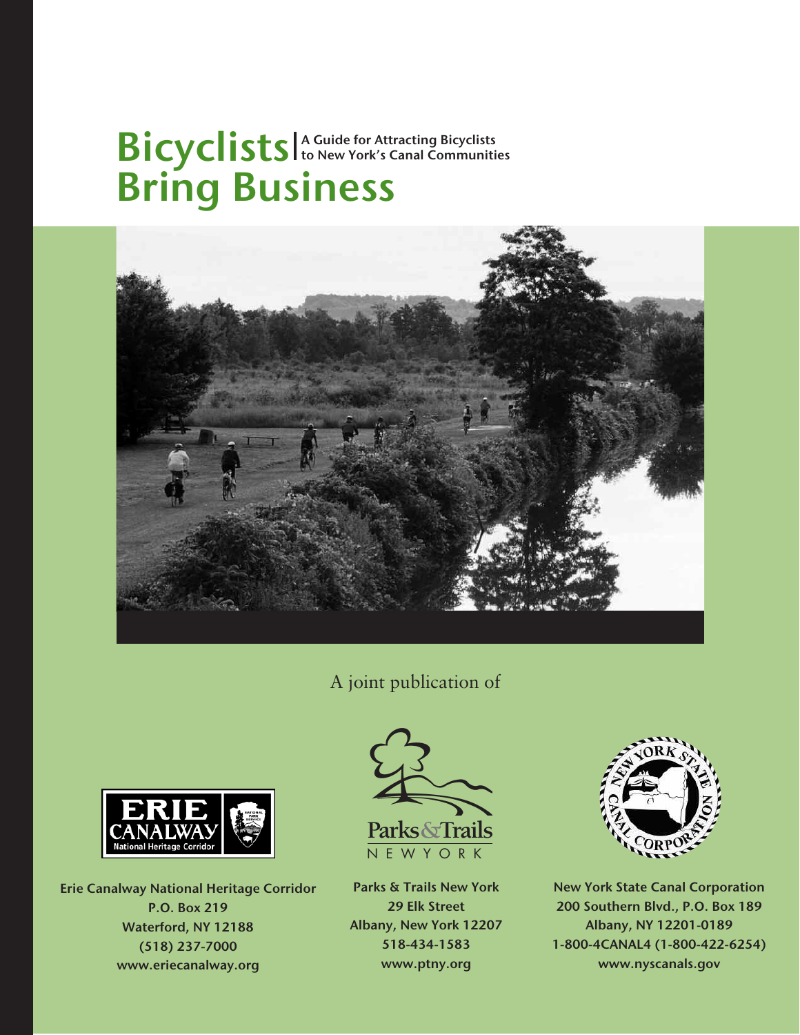# Bicyclists Bring Business

A Guide for Attracting Bicyclists to New York's Canal Communities

A joint publication of

**Erie Canalway National Heritage Corridor**
**P.O. Box 219**
**Waterford, NY 12188**
**(518) 237-7000**
**www.eriecanalway.org**

**Parks & Trails New York**
**29 Elk Street**
**Albany, New York 12207**
**518-434-1583**
**www.ptny.org**

**New York State Canal Corporation**
**200 Southern Blvd., P.O. Box 189**
**Albany, NY 12201-0189**
**1-800-4CANAL4 (1-800-422-6254)**
**www.nyscanals.gov**